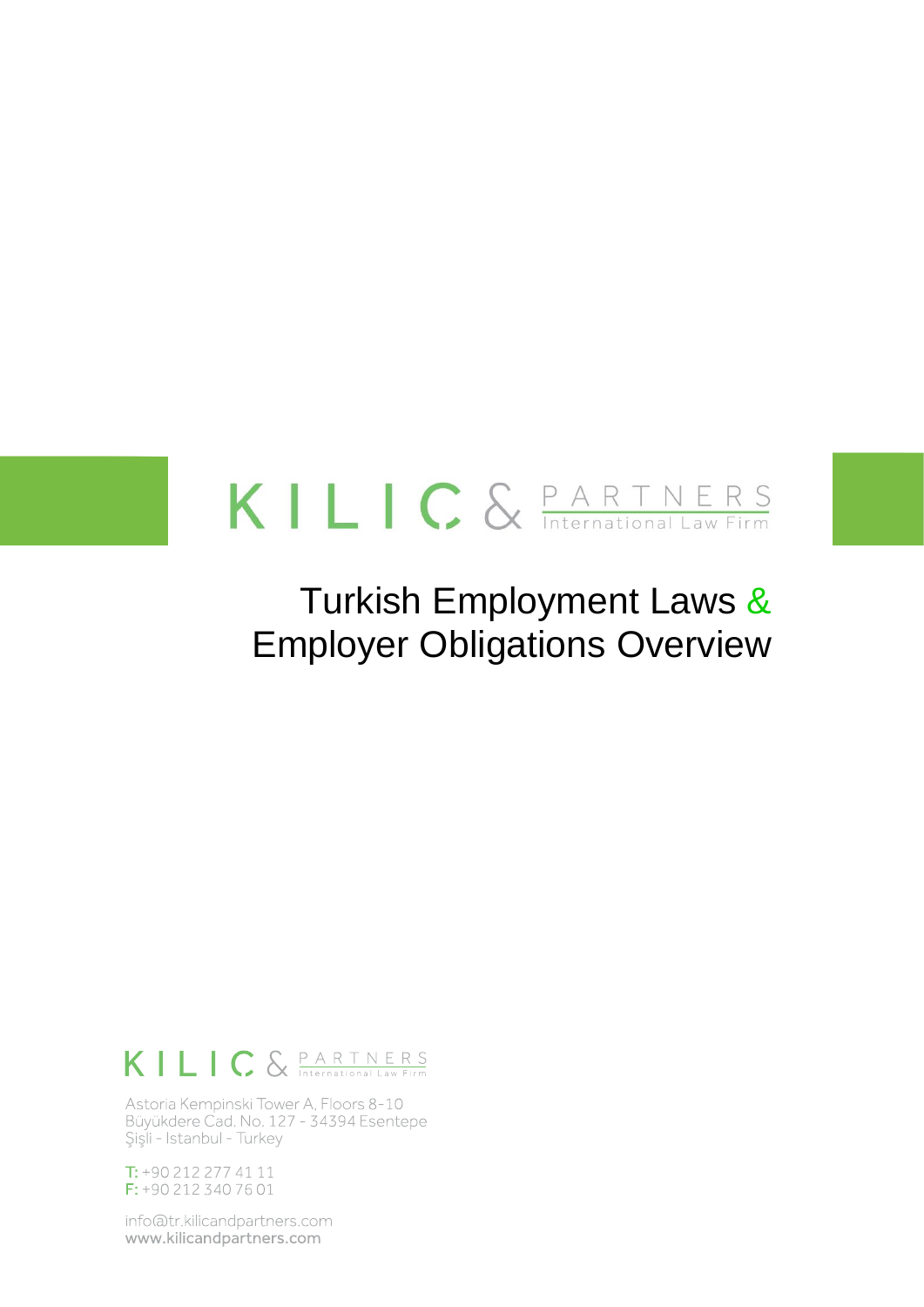KILIC & PARTNERS
International Law Firm

# Turkish Employment Laws & Employer Obligations Overview

KILIC & PARTNERS
International Law Firm

Astoria Kempinski Tower A, Floors 8-10
Büyükdere Cad. No. 127 - 34394 Esentepe
Şişli - Istanbul - Turkey

T: +90 212 277 41 11
F: +90 212 340 76 01

info@tr.kilicandpartners.com
www.kilicandpartners.com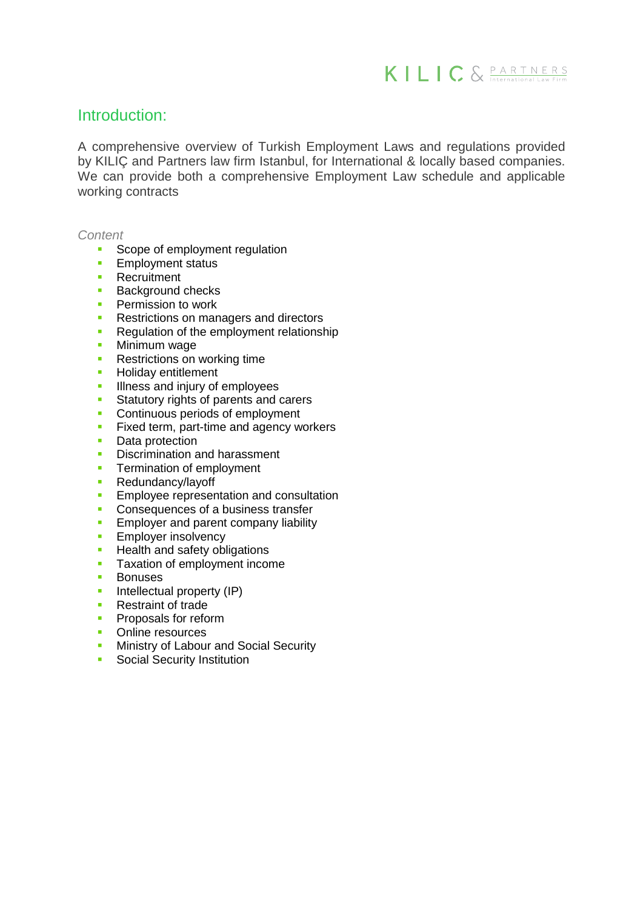## Introduction:

A comprehensive overview of Turkish Employment Laws and regulations provided by KILIÇ and Partners law firm Istanbul, for International & locally based companies. We can provide both a comprehensive Employment Law schedule and applicable working contracts

*Content*

- Scope of employment regulation
- Employment status
- Recruitment
- Background checks
- Permission to work
- Restrictions on managers and directors
- Regulation of the employment relationship
- Minimum wage
- Restrictions on working time
- Holiday entitlement
- Illness and injury of employees
- Statutory rights of parents and carers
- Continuous periods of employment
- Fixed term, part-time and agency workers
- Data protection
- Discrimination and harassment
- Termination of employment
- Redundancy/layoff
- Employee representation and consultation
- Consequences of a business transfer
- Employer and parent company liability
- Employer insolvency
- Health and safety obligations
- Taxation of employment income
- Bonuses
- Intellectual property (IP)
- Restraint of trade
- Proposals for reform
- Online resources
- Ministry of Labour and Social Security
- Social Security Institution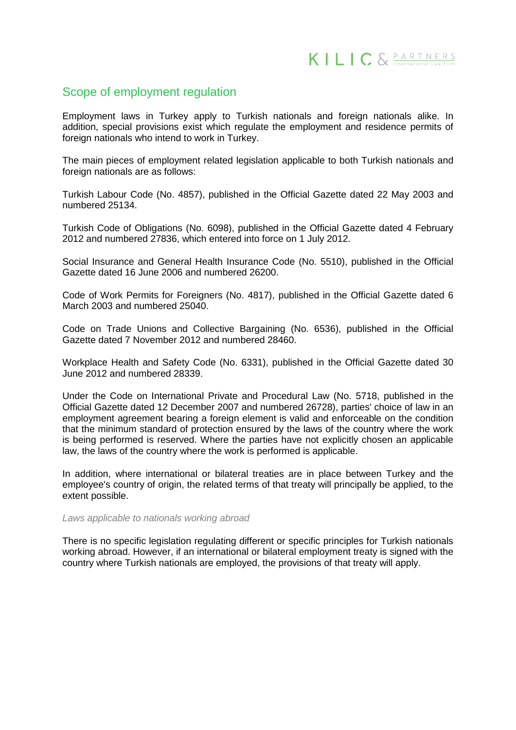## Scope of employment regulation

Employment laws in Turkey apply to Turkish nationals and foreign nationals alike. In addition, special provisions exist which regulate the employment and residence permits of foreign nationals who intend to work in Turkey.

The main pieces of employment related legislation applicable to both Turkish nationals and foreign nationals are as follows:

Turkish Labour Code (No. 4857), published in the Official Gazette dated 22 May 2003 and numbered 25134.

Turkish Code of Obligations (No. 6098), published in the Official Gazette dated 4 February 2012 and numbered 27836, which entered into force on 1 July 2012.

Social Insurance and General Health Insurance Code (No. 5510), published in the Official Gazette dated 16 June 2006 and numbered 26200.

Code of Work Permits for Foreigners (No. 4817), published in the Official Gazette dated 6 March 2003 and numbered 25040.

Code on Trade Unions and Collective Bargaining (No. 6536), published in the Official Gazette dated 7 November 2012 and numbered 28460.

Workplace Health and Safety Code (No. 6331), published in the Official Gazette dated 30 June 2012 and numbered 28339.

Under the Code on International Private and Procedural Law (No. 5718, published in the Official Gazette dated 12 December 2007 and numbered 26728), parties' choice of law in an employment agreement bearing a foreign element is valid and enforceable on the condition that the minimum standard of protection ensured by the laws of the country where the work is being performed is reserved. Where the parties have not explicitly chosen an applicable law, the laws of the country where the work is performed is applicable.

In addition, where international or bilateral treaties are in place between Turkey and the employee's country of origin, the related terms of that treaty will principally be applied, to the extent possible.

*Laws applicable to nationals working abroad*

There is no specific legislation regulating different or specific principles for Turkish nationals working abroad. However, if an international or bilateral employment treaty is signed with the country where Turkish nationals are employed, the provisions of that treaty will apply.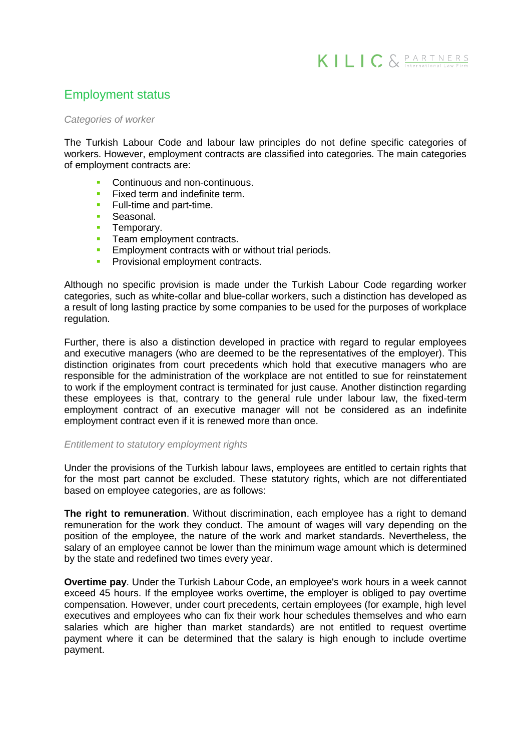## Employment status

### *Categories of worker*

The Turkish Labour Code and labour law principles do not define specific categories of workers. However, employment contracts are classified into categories. The main categories of employment contracts are:

- Continuous and non-continuous.
- Fixed term and indefinite term.
- Full-time and part-time.
- Seasonal.
- Temporary.
- Team employment contracts.
- Employment contracts with or without trial periods.
- Provisional employment contracts.

Although no specific provision is made under the Turkish Labour Code regarding worker categories, such as white-collar and blue-collar workers, such a distinction has developed as a result of long lasting practice by some companies to be used for the purposes of workplace regulation.

Further, there is also a distinction developed in practice with regard to regular employees and executive managers (who are deemed to be the representatives of the employer). This distinction originates from court precedents which hold that executive managers who are responsible for the administration of the workplace are not entitled to sue for reinstatement to work if the employment contract is terminated for just cause. Another distinction regarding these employees is that, contrary to the general rule under labour law, the fixed-term employment contract of an executive manager will not be considered as an indefinite employment contract even if it is renewed more than once.

### *Entitlement to statutory employment rights*

Under the provisions of the Turkish labour laws, employees are entitled to certain rights that for the most part cannot be excluded. These statutory rights, which are not differentiated based on employee categories, are as follows:

**The right to remuneration**. Without discrimination, each employee has a right to demand remuneration for the work they conduct. The amount of wages will vary depending on the position of the employee, the nature of the work and market standards. Nevertheless, the salary of an employee cannot be lower than the minimum wage amount which is determined by the state and redefined two times every year.

**Overtime pay**. Under the Turkish Labour Code, an employee's work hours in a week cannot exceed 45 hours. If the employee works overtime, the employer is obliged to pay overtime compensation. However, under court precedents, certain employees (for example, high level executives and employees who can fix their work hour schedules themselves and who earn salaries which are higher than market standards) are not entitled to request overtime payment where it can be determined that the salary is high enough to include overtime payment.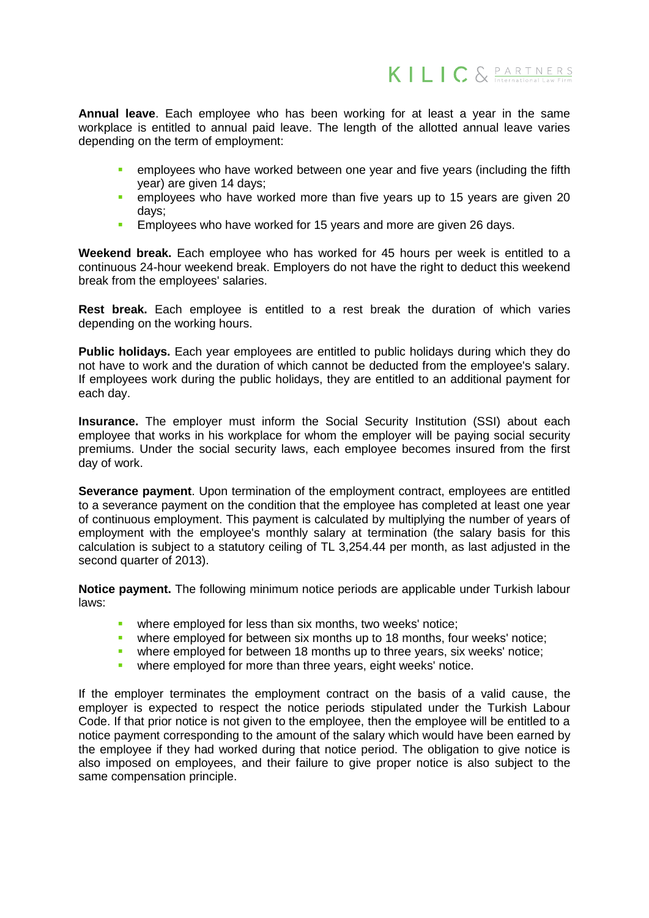**Annual leave**. Each employee who has been working for at least a year in the same workplace is entitled to annual paid leave. The length of the allotted annual leave varies depending on the term of employment:

- employees who have worked between one year and five years (including the fifth year) are given 14 days;
- employees who have worked more than five years up to 15 years are given 20 days;
- Employees who have worked for 15 years and more are given 26 days.

**Weekend break.** Each employee who has worked for 45 hours per week is entitled to a continuous 24-hour weekend break. Employers do not have the right to deduct this weekend break from the employees' salaries.

**Rest break.** Each employee is entitled to a rest break the duration of which varies depending on the working hours.

**Public holidays.** Each year employees are entitled to public holidays during which they do not have to work and the duration of which cannot be deducted from the employee's salary. If employees work during the public holidays, they are entitled to an additional payment for each day.

**Insurance.** The employer must inform the Social Security Institution (SSI) about each employee that works in his workplace for whom the employer will be paying social security premiums. Under the social security laws, each employee becomes insured from the first day of work.

**Severance payment**. Upon termination of the employment contract, employees are entitled to a severance payment on the condition that the employee has completed at least one year of continuous employment. This payment is calculated by multiplying the number of years of employment with the employee's monthly salary at termination (the salary basis for this calculation is subject to a statutory ceiling of TL 3,254.44 per month, as last adjusted in the second quarter of 2013).

**Notice payment.** The following minimum notice periods are applicable under Turkish labour laws:

- where employed for less than six months, two weeks' notice;
- where employed for between six months up to 18 months, four weeks' notice;
- where employed for between 18 months up to three years, six weeks' notice;
- where employed for more than three years, eight weeks' notice.

If the employer terminates the employment contract on the basis of a valid cause, the employer is expected to respect the notice periods stipulated under the Turkish Labour Code. If that prior notice is not given to the employee, then the employee will be entitled to a notice payment corresponding to the amount of the salary which would have been earned by the employee if they had worked during that notice period. The obligation to give notice is also imposed on employees, and their failure to give proper notice is also subject to the same compensation principle.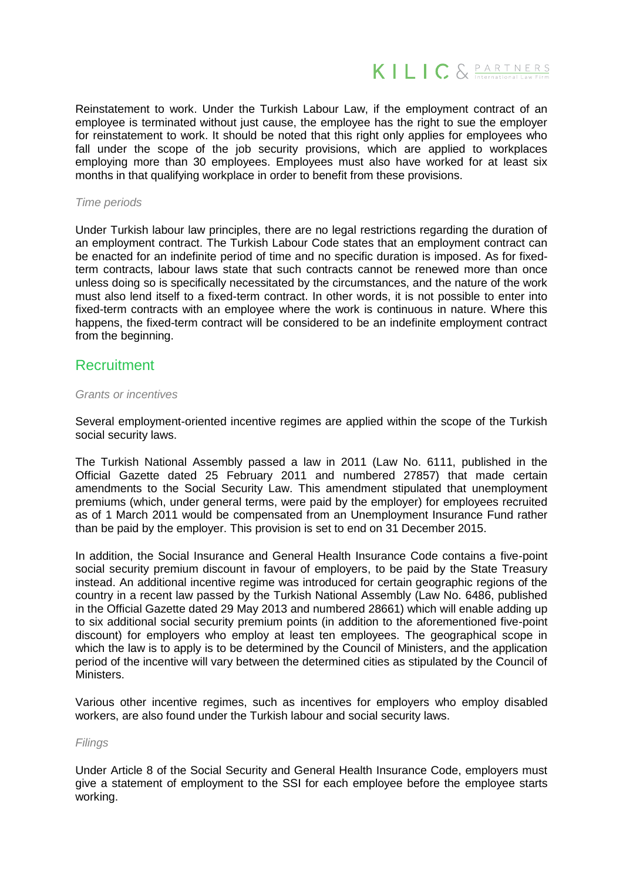Reinstatement to work. Under the Turkish Labour Law, if the employment contract of an employee is terminated without just cause, the employee has the right to sue the employer for reinstatement to work. It should be noted that this right only applies for employees who fall under the scope of the job security provisions, which are applied to workplaces employing more than 30 employees. Employees must also have worked for at least six months in that qualifying workplace in order to benefit from these provisions.

*Time periods*

Under Turkish labour law principles, there are no legal restrictions regarding the duration of an employment contract. The Turkish Labour Code states that an employment contract can be enacted for an indefinite period of time and no specific duration is imposed. As for fixed-term contracts, labour laws state that such contracts cannot be renewed more than once unless doing so is specifically necessitated by the circumstances, and the nature of the work must also lend itself to a fixed-term contract. In other words, it is not possible to enter into fixed-term contracts with an employee where the work is continuous in nature. Where this happens, the fixed-term contract will be considered to be an indefinite employment contract from the beginning.

## Recruitment

*Grants or incentives*

Several employment-oriented incentive regimes are applied within the scope of the Turkish social security laws.

The Turkish National Assembly passed a law in 2011 (Law No. 6111, published in the Official Gazette dated 25 February 2011 and numbered 27857) that made certain amendments to the Social Security Law. This amendment stipulated that unemployment premiums (which, under general terms, were paid by the employer) for employees recruited as of 1 March 2011 would be compensated from an Unemployment Insurance Fund rather than be paid by the employer. This provision is set to end on 31 December 2015.

In addition, the Social Insurance and General Health Insurance Code contains a five-point social security premium discount in favour of employers, to be paid by the State Treasury instead. An additional incentive regime was introduced for certain geographic regions of the country in a recent law passed by the Turkish National Assembly (Law No. 6486, published in the Official Gazette dated 29 May 2013 and numbered 28661) which will enable adding up to six additional social security premium points (in addition to the aforementioned five-point discount) for employers who employ at least ten employees. The geographical scope in which the law is to apply is to be determined by the Council of Ministers, and the application period of the incentive will vary between the determined cities as stipulated by the Council of Ministers.

Various other incentive regimes, such as incentives for employers who employ disabled workers, are also found under the Turkish labour and social security laws.

*Filings*

Under Article 8 of the Social Security and General Health Insurance Code, employers must give a statement of employment to the SSI for each employee before the employee starts working.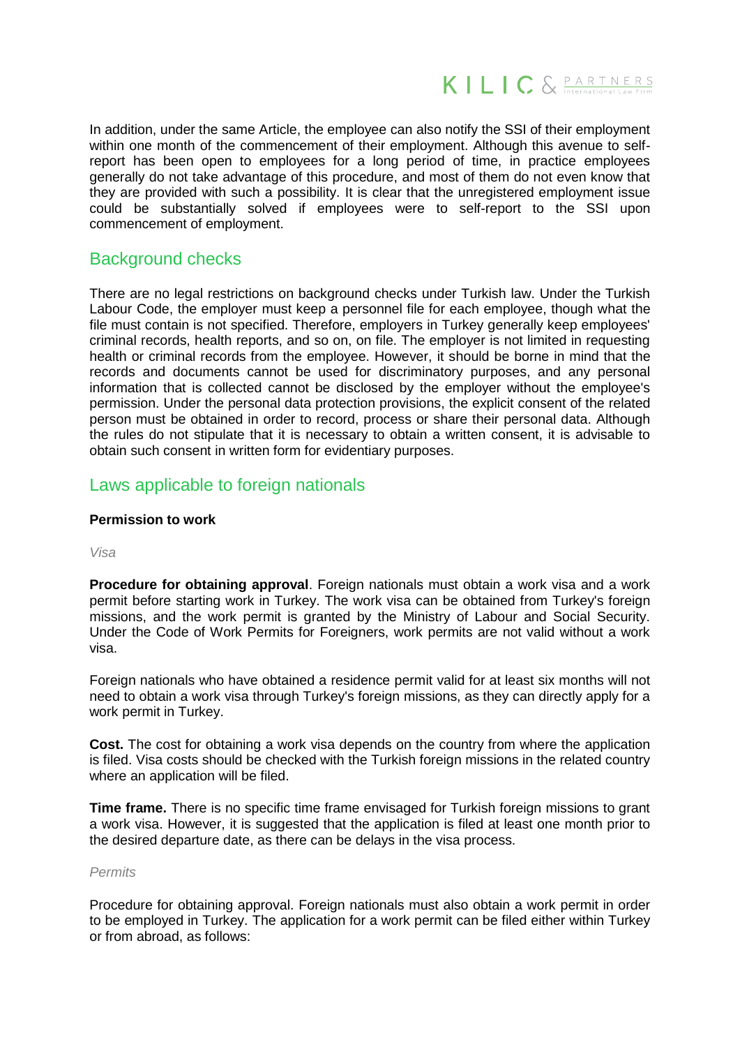In addition, under the same Article, the employee can also notify the SSI of their employment within one month of the commencement of their employment. Although this avenue to self-report has been open to employees for a long period of time, in practice employees generally do not take advantage of this procedure, and most of them do not even know that they are provided with such a possibility. It is clear that the unregistered employment issue could be substantially solved if employees were to self-report to the SSI upon commencement of employment.

## Background checks

There are no legal restrictions on background checks under Turkish law. Under the Turkish Labour Code, the employer must keep a personnel file for each employee, though what the file must contain is not specified. Therefore, employers in Turkey generally keep employees' criminal records, health reports, and so on, on file. The employer is not limited in requesting health or criminal records from the employee. However, it should be borne in mind that the records and documents cannot be used for discriminatory purposes, and any personal information that is collected cannot be disclosed by the employer without the employee's permission. Under the personal data protection provisions, the explicit consent of the related person must be obtained in order to record, process or share their personal data. Although the rules do not stipulate that it is necessary to obtain a written consent, it is advisable to obtain such consent in written form for evidentiary purposes.

## Laws applicable to foreign nationals

**Permission to work**

*Visa*

**Procedure for obtaining approval**. Foreign nationals must obtain a work visa and a work permit before starting work in Turkey. The work visa can be obtained from Turkey's foreign missions, and the work permit is granted by the Ministry of Labour and Social Security. Under the Code of Work Permits for Foreigners, work permits are not valid without a work visa.

Foreign nationals who have obtained a residence permit valid for at least six months will not need to obtain a work visa through Turkey's foreign missions, as they can directly apply for a work permit in Turkey.

**Cost.** The cost for obtaining a work visa depends on the country from where the application is filed. Visa costs should be checked with the Turkish foreign missions in the related country where an application will be filed.

**Time frame.** There is no specific time frame envisaged for Turkish foreign missions to grant a work visa. However, it is suggested that the application is filed at least one month prior to the desired departure date, as there can be delays in the visa process.

*Permits*

Procedure for obtaining approval. Foreign nationals must also obtain a work permit in order to be employed in Turkey. The application for a work permit can be filed either within Turkey or from abroad, as follows: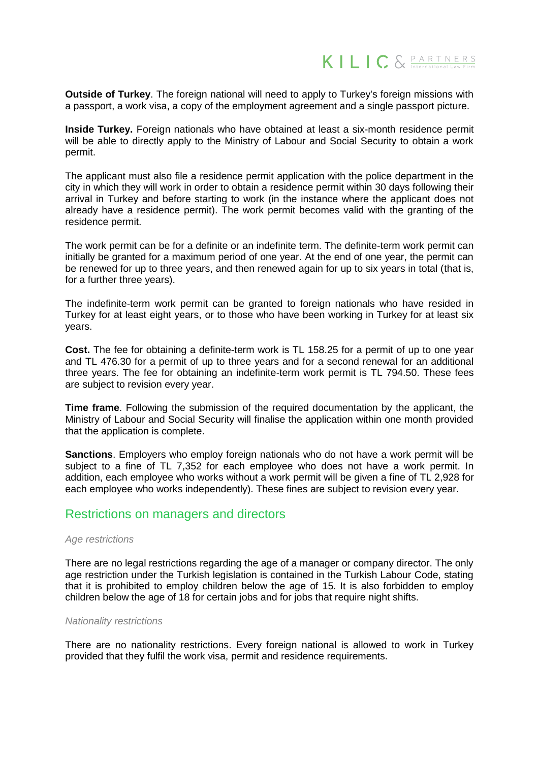**Outside of Turkey**. The foreign national will need to apply to Turkey's foreign missions with a passport, a work visa, a copy of the employment agreement and a single passport picture.

**Inside Turkey.** Foreign nationals who have obtained at least a six-month residence permit will be able to directly apply to the Ministry of Labour and Social Security to obtain a work permit.

The applicant must also file a residence permit application with the police department in the city in which they will work in order to obtain a residence permit within 30 days following their arrival in Turkey and before starting to work (in the instance where the applicant does not already have a residence permit). The work permit becomes valid with the granting of the residence permit.

The work permit can be for a definite or an indefinite term. The definite-term work permit can initially be granted for a maximum period of one year. At the end of one year, the permit can be renewed for up to three years, and then renewed again for up to six years in total (that is, for a further three years).

The indefinite-term work permit can be granted to foreign nationals who have resided in Turkey for at least eight years, or to those who have been working in Turkey for at least six years.

**Cost.** The fee for obtaining a definite-term work is TL 158.25 for a permit of up to one year and TL 476.30 for a permit of up to three years and for a second renewal for an additional three years. The fee for obtaining an indefinite-term work permit is TL 794.50. These fees are subject to revision every year.

**Time frame**. Following the submission of the required documentation by the applicant, the Ministry of Labour and Social Security will finalise the application within one month provided that the application is complete.

**Sanctions**. Employers who employ foreign nationals who do not have a work permit will be subject to a fine of TL 7,352 for each employee who does not have a work permit. In addition, each employee who works without a work permit will be given a fine of TL 2,928 for each employee who works independently). These fines are subject to revision every year.

## Restrictions on managers and directors

*Age restrictions*

There are no legal restrictions regarding the age of a manager or company director. The only age restriction under the Turkish legislation is contained in the Turkish Labour Code, stating that it is prohibited to employ children below the age of 15. It is also forbidden to employ children below the age of 18 for certain jobs and for jobs that require night shifts.

*Nationality restrictions*

There are no nationality restrictions. Every foreign national is allowed to work in Turkey provided that they fulfil the work visa, permit and residence requirements.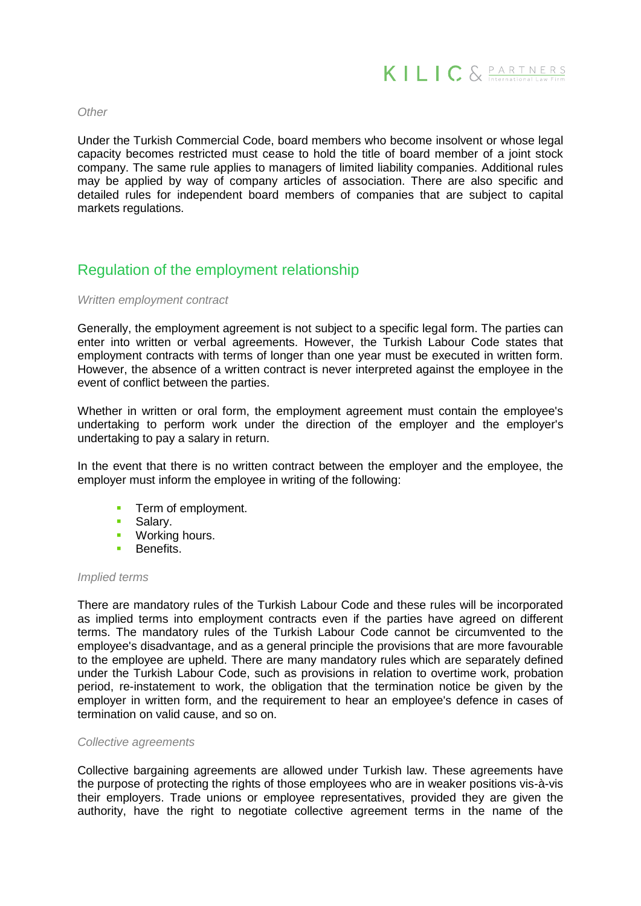*Other*

Under the Turkish Commercial Code, board members who become insolvent or whose legal capacity becomes restricted must cease to hold the title of board member of a joint stock company. The same rule applies to managers of limited liability companies. Additional rules may be applied by way of company articles of association. There are also specific and detailed rules for independent board members of companies that are subject to capital markets regulations.

## Regulation of the employment relationship

*Written employment contract*

Generally, the employment agreement is not subject to a specific legal form. The parties can enter into written or verbal agreements. However, the Turkish Labour Code states that employment contracts with terms of longer than one year must be executed in written form. However, the absence of a written contract is never interpreted against the employee in the event of conflict between the parties.

Whether in written or oral form, the employment agreement must contain the employee's undertaking to perform work under the direction of the employer and the employer's undertaking to pay a salary in return.

In the event that there is no written contract between the employer and the employee, the employer must inform the employee in writing of the following:

- Term of employment.
- Salary.
- Working hours.
- Benefits.

*Implied terms*

There are mandatory rules of the Turkish Labour Code and these rules will be incorporated as implied terms into employment contracts even if the parties have agreed on different terms. The mandatory rules of the Turkish Labour Code cannot be circumvented to the employee's disadvantage, and as a general principle the provisions that are more favourable to the employee are upheld. There are many mandatory rules which are separately defined under the Turkish Labour Code, such as provisions in relation to overtime work, probation period, re-instatement to work, the obligation that the termination notice be given by the employer in written form, and the requirement to hear an employee's defence in cases of termination on valid cause, and so on.

*Collective agreements*

Collective bargaining agreements are allowed under Turkish law. These agreements have the purpose of protecting the rights of those employees who are in weaker positions vis-à-vis their employers. Trade unions or employee representatives, provided they are given the authority, have the right to negotiate collective agreement terms in the name of the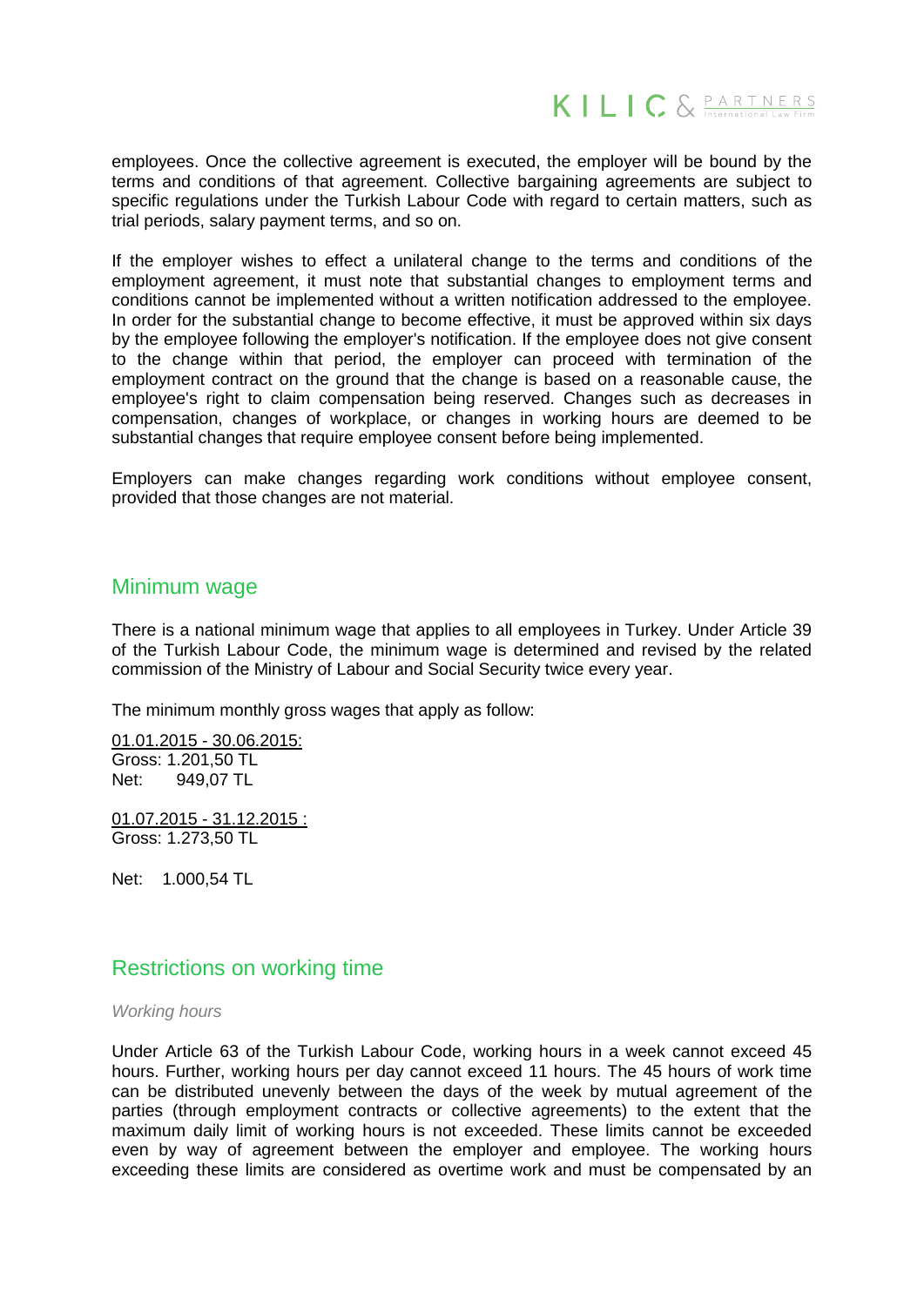employees. Once the collective agreement is executed, the employer will be bound by the terms and conditions of that agreement. Collective bargaining agreements are subject to specific regulations under the Turkish Labour Code with regard to certain matters, such as trial periods, salary payment terms, and so on.

If the employer wishes to effect a unilateral change to the terms and conditions of the employment agreement, it must note that substantial changes to employment terms and conditions cannot be implemented without a written notification addressed to the employee. In order for the substantial change to become effective, it must be approved within six days by the employee following the employer's notification. If the employee does not give consent to the change within that period, the employer can proceed with termination of the employment contract on the ground that the change is based on a reasonable cause, the employee's right to claim compensation being reserved. Changes such as decreases in compensation, changes of workplace, or changes in working hours are deemed to be substantial changes that require employee consent before being implemented.

Employers can make changes regarding work conditions without employee consent, provided that those changes are not material.

## Minimum wage

There is a national minimum wage that applies to all employees in Turkey. Under Article 39 of the Turkish Labour Code, the minimum wage is determined and revised by the related commission of the Ministry of Labour and Social Security twice every year.

The minimum monthly gross wages that apply as follow:

<u>01.01.2015 - 30.06.2015:</u>
Gross: 1.201,50 TL
Net: 949,07 TL

<u>01.07.2015 - 31.12.2015 :</u>
Gross: 1.273,50 TL

Net: 1.000,54 TL

## Restrictions on working time

*Working hours*

Under Article 63 of the Turkish Labour Code, working hours in a week cannot exceed 45 hours. Further, working hours per day cannot exceed 11 hours. The 45 hours of work time can be distributed unevenly between the days of the week by mutual agreement of the parties (through employment contracts or collective agreements) to the extent that the maximum daily limit of working hours is not exceeded. These limits cannot be exceeded even by way of agreement between the employer and employee. The working hours exceeding these limits are considered as overtime work and must be compensated by an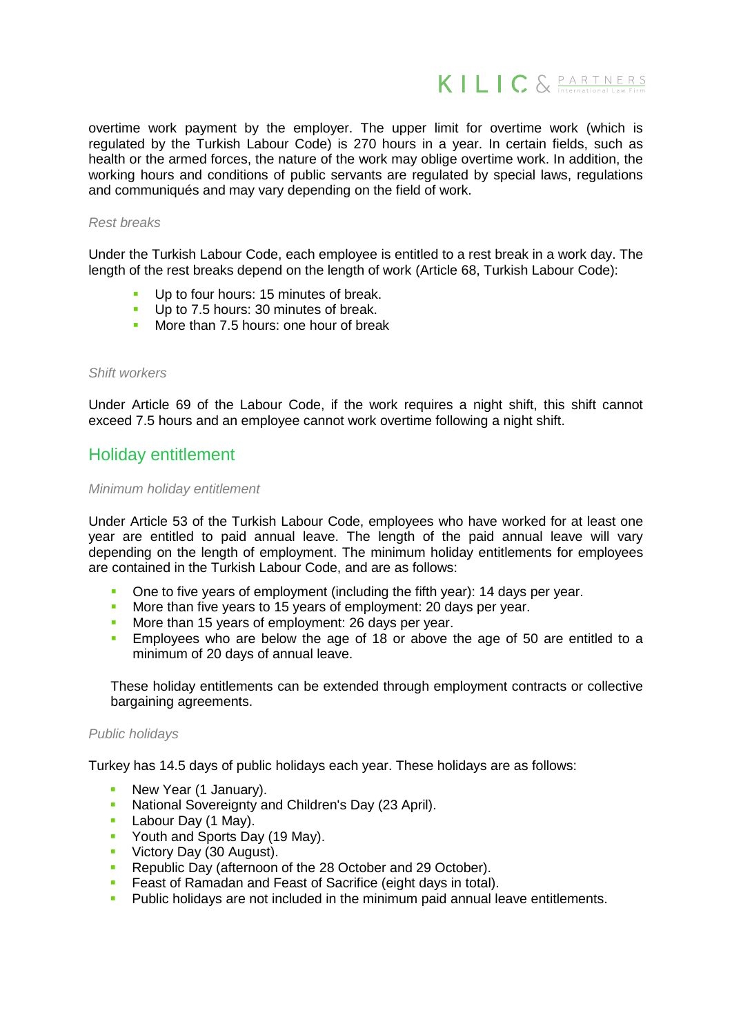overtime work payment by the employer. The upper limit for overtime work (which is regulated by the Turkish Labour Code) is 270 hours in a year. In certain fields, such as health or the armed forces, the nature of the work may oblige overtime work. In addition, the working hours and conditions of public servants are regulated by special laws, regulations and communiqués and may vary depending on the field of work.

*Rest breaks*

Under the Turkish Labour Code, each employee is entitled to a rest break in a work day. The length of the rest breaks depend on the length of work (Article 68, Turkish Labour Code):

- Up to four hours: 15 minutes of break.
- Up to 7.5 hours: 30 minutes of break.
- More than 7.5 hours: one hour of break

*Shift workers*

Under Article 69 of the Labour Code, if the work requires a night shift, this shift cannot exceed 7.5 hours and an employee cannot work overtime following a night shift.

## Holiday entitlement

*Minimum holiday entitlement*

Under Article 53 of the Turkish Labour Code, employees who have worked for at least one year are entitled to paid annual leave. The length of the paid annual leave will vary depending on the length of employment. The minimum holiday entitlements for employees are contained in the Turkish Labour Code, and are as follows:

- One to five years of employment (including the fifth year): 14 days per year.
- More than five years to 15 years of employment: 20 days per year.
- More than 15 years of employment: 26 days per year.
- Employees who are below the age of 18 or above the age of 50 are entitled to a minimum of 20 days of annual leave.

These holiday entitlements can be extended through employment contracts or collective bargaining agreements.

*Public holidays*

Turkey has 14.5 days of public holidays each year. These holidays are as follows:

- New Year (1 January).
- National Sovereignty and Children's Day (23 April).
- Labour Day (1 May).
- Youth and Sports Day (19 May).
- Victory Day (30 August).
- Republic Day (afternoon of the 28 October and 29 October).
- Feast of Ramadan and Feast of Sacrifice (eight days in total).
- Public holidays are not included in the minimum paid annual leave entitlements.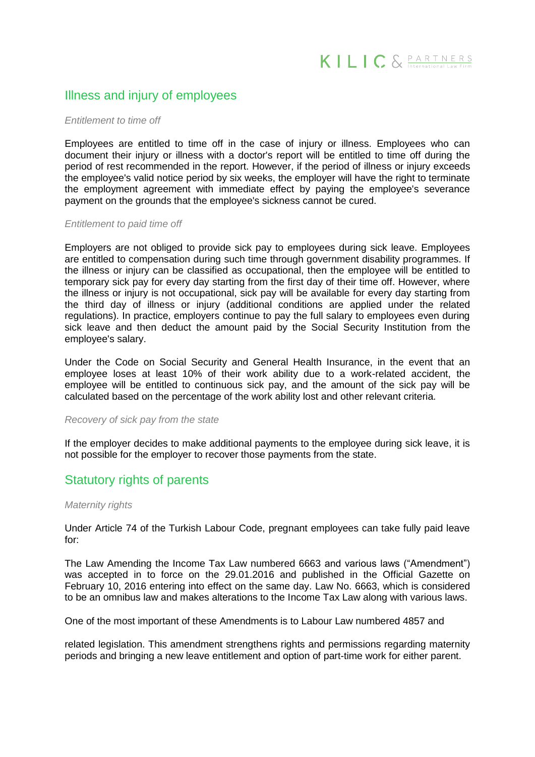## Illness and injury of employees

*Entitlement to time off*

Employees are entitled to time off in the case of injury or illness. Employees who can document their injury or illness with a doctor's report will be entitled to time off during the period of rest recommended in the report. However, if the period of illness or injury exceeds the employee's valid notice period by six weeks, the employer will have the right to terminate the employment agreement with immediate effect by paying the employee's severance payment on the grounds that the employee's sickness cannot be cured.

*Entitlement to paid time off*

Employers are not obliged to provide sick pay to employees during sick leave. Employees are entitled to compensation during such time through government disability programmes. If the illness or injury can be classified as occupational, then the employee will be entitled to temporary sick pay for every day starting from the first day of their time off. However, where the illness or injury is not occupational, sick pay will be available for every day starting from the third day of illness or injury (additional conditions are applied under the related regulations). In practice, employers continue to pay the full salary to employees even during sick leave and then deduct the amount paid by the Social Security Institution from the employee's salary.

Under the Code on Social Security and General Health Insurance, in the event that an employee loses at least 10% of their work ability due to a work-related accident, the employee will be entitled to continuous sick pay, and the amount of the sick pay will be calculated based on the percentage of the work ability lost and other relevant criteria.

*Recovery of sick pay from the state*

If the employer decides to make additional payments to the employee during sick leave, it is not possible for the employer to recover those payments from the state.

## Statutory rights of parents

*Maternity rights*

Under Article 74 of the Turkish Labour Code, pregnant employees can take fully paid leave for:

The Law Amending the Income Tax Law numbered 6663 and various laws ("Amendment") was accepted in to force on the 29.01.2016 and published in the Official Gazette on February 10, 2016 entering into effect on the same day. Law No. 6663, which is considered to be an omnibus law and makes alterations to the Income Tax Law along with various laws.

One of the most important of these Amendments is to Labour Law numbered 4857 and

related legislation. This amendment strengthens rights and permissions regarding maternity periods and bringing a new leave entitlement and option of part-time work for either parent.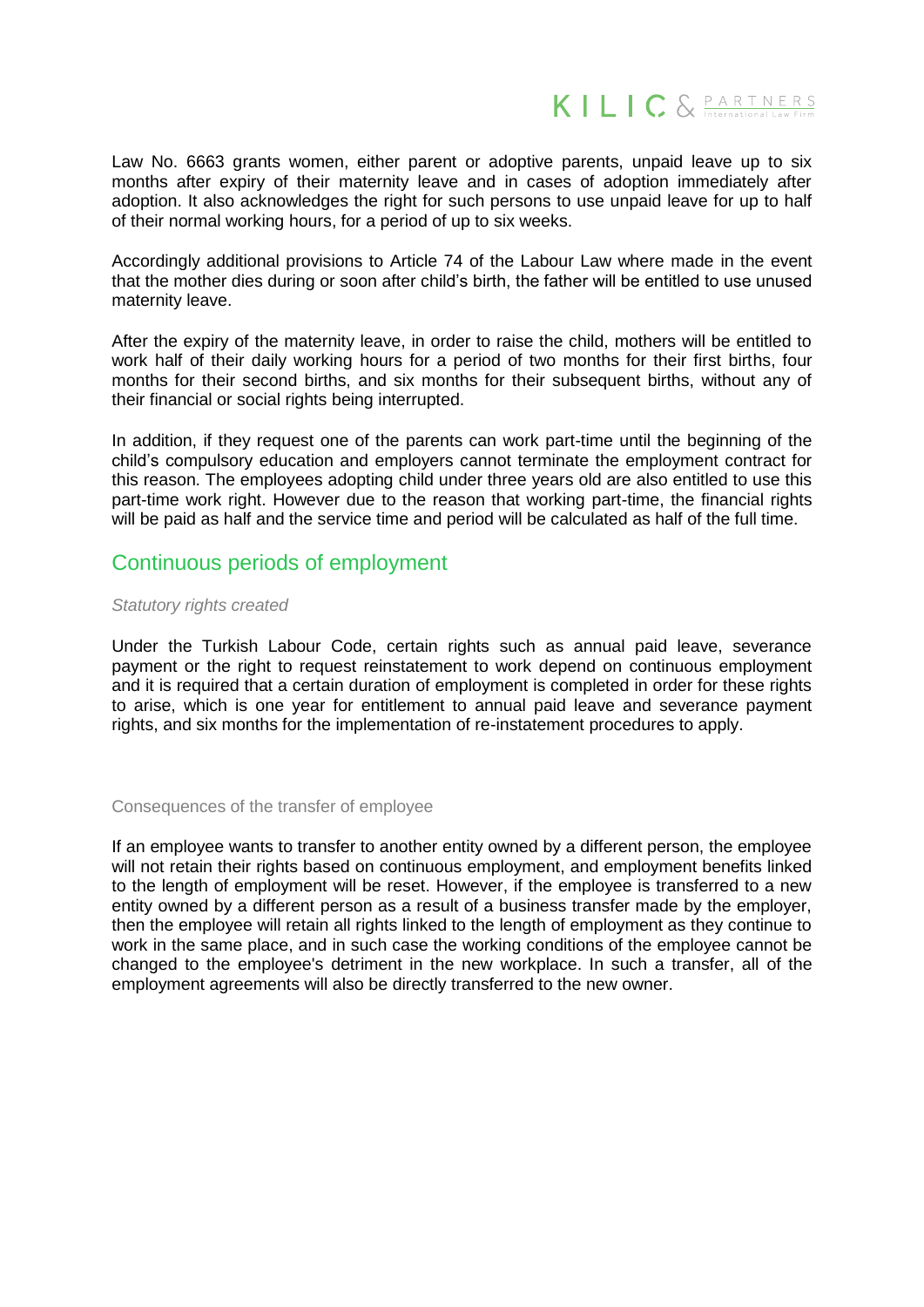Law No. 6663 grants women, either parent or adoptive parents, unpaid leave up to six months after expiry of their maternity leave and in cases of adoption immediately after adoption. It also acknowledges the right for such persons to use unpaid leave for up to half of their normal working hours, for a period of up to six weeks.

Accordingly additional provisions to Article 74 of the Labour Law where made in the event that the mother dies during or soon after child's birth, the father will be entitled to use unused maternity leave.

After the expiry of the maternity leave, in order to raise the child, mothers will be entitled to work half of their daily working hours for a period of two months for their first births, four months for their second births, and six months for their subsequent births, without any of their financial or social rights being interrupted.

In addition, if they request one of the parents can work part-time until the beginning of the child's compulsory education and employers cannot terminate the employment contract for this reason. The employees adopting child under three years old are also entitled to use this part-time work right. However due to the reason that working part-time, the financial rights will be paid as half and the service time and period will be calculated as half of the full time.

## Continuous periods of employment

*Statutory rights created*

Under the Turkish Labour Code, certain rights such as annual paid leave, severance payment or the right to request reinstatement to work depend on continuous employment and it is required that a certain duration of employment is completed in order for these rights to arise, which is one year for entitlement to annual paid leave and severance payment rights, and six months for the implementation of re-instatement procedures to apply.

Consequences of the transfer of employee

If an employee wants to transfer to another entity owned by a different person, the employee will not retain their rights based on continuous employment, and employment benefits linked to the length of employment will be reset. However, if the employee is transferred to a new entity owned by a different person as a result of a business transfer made by the employer, then the employee will retain all rights linked to the length of employment as they continue to work in the same place, and in such case the working conditions of the employee cannot be changed to the employee's detriment in the new workplace. In such a transfer, all of the employment agreements will also be directly transferred to the new owner.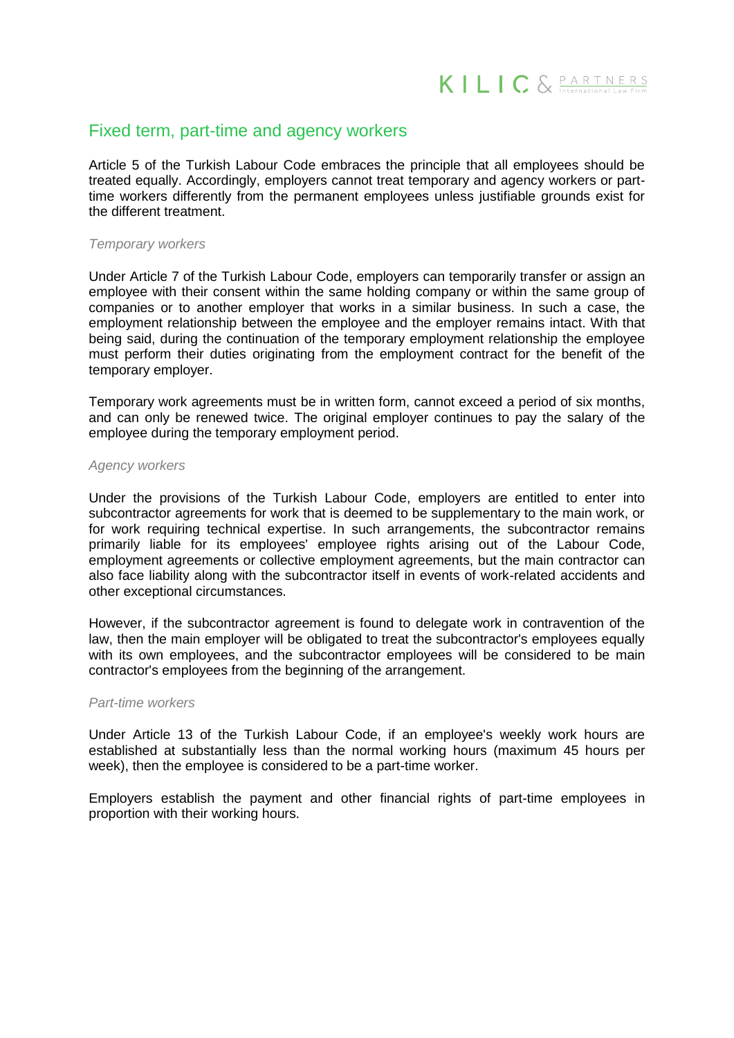## Fixed term, part-time and agency workers

Article 5 of the Turkish Labour Code embraces the principle that all employees should be treated equally. Accordingly, employers cannot treat temporary and agency workers or part-time workers differently from the permanent employees unless justifiable grounds exist for the different treatment.

### *Temporary workers*

Under Article 7 of the Turkish Labour Code, employers can temporarily transfer or assign an employee with their consent within the same holding company or within the same group of companies or to another employer that works in a similar business. In such a case, the employment relationship between the employee and the employer remains intact. With that being said, during the continuation of the temporary employment relationship the employee must perform their duties originating from the employment contract for the benefit of the temporary employer.

Temporary work agreements must be in written form, cannot exceed a period of six months, and can only be renewed twice. The original employer continues to pay the salary of the employee during the temporary employment period.

### *Agency workers*

Under the provisions of the Turkish Labour Code, employers are entitled to enter into subcontractor agreements for work that is deemed to be supplementary to the main work, or for work requiring technical expertise. In such arrangements, the subcontractor remains primarily liable for its employees' employee rights arising out of the Labour Code, employment agreements or collective employment agreements, but the main contractor can also face liability along with the subcontractor itself in events of work-related accidents and other exceptional circumstances.

However, if the subcontractor agreement is found to delegate work in contravention of the law, then the main employer will be obligated to treat the subcontractor's employees equally with its own employees, and the subcontractor employees will be considered to be main contractor's employees from the beginning of the arrangement.

### *Part-time workers*

Under Article 13 of the Turkish Labour Code, if an employee's weekly work hours are established at substantially less than the normal working hours (maximum 45 hours per week), then the employee is considered to be a part-time worker.

Employers establish the payment and other financial rights of part-time employees in proportion with their working hours.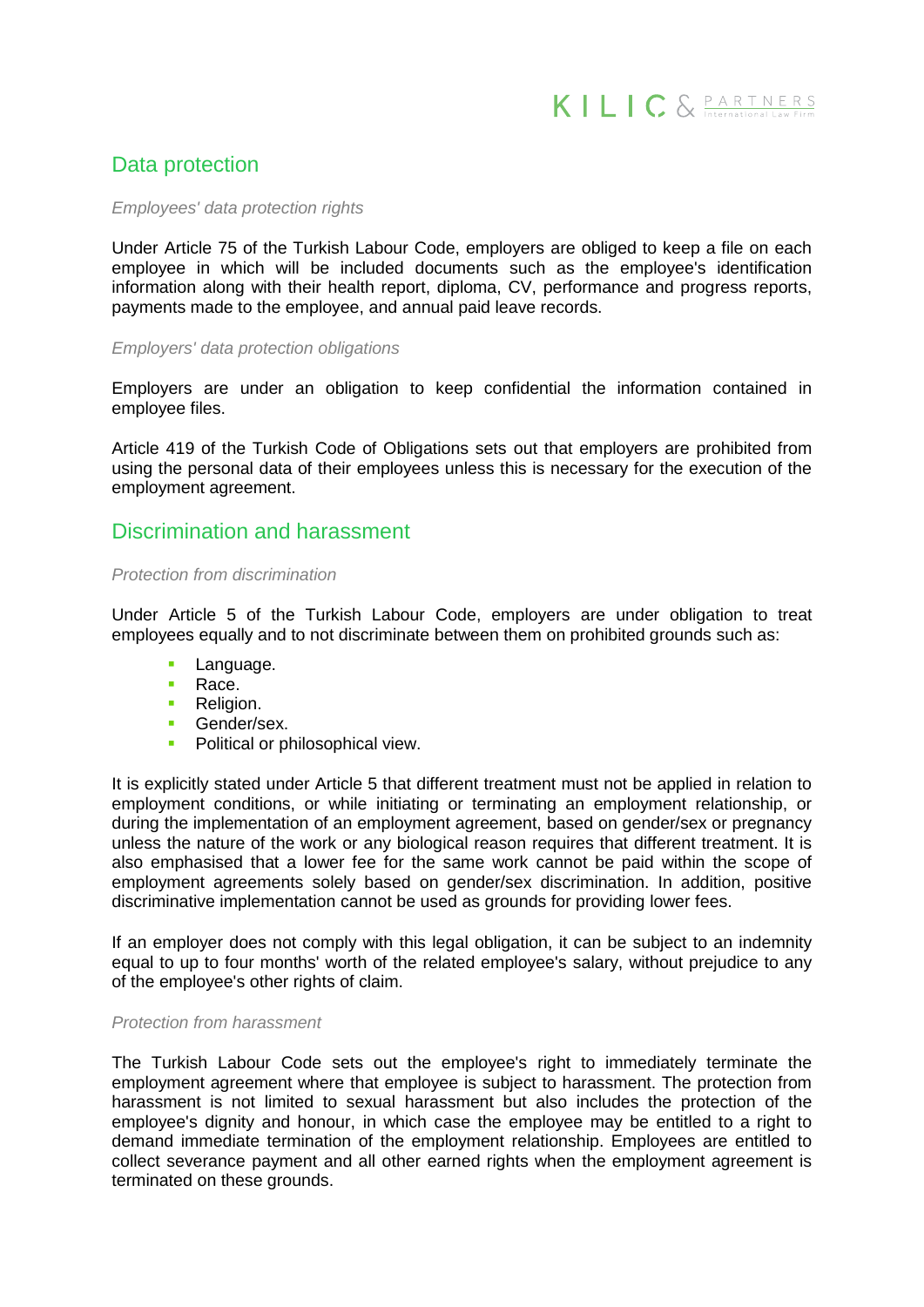## Data protection

### *Employees' data protection rights*

Under Article 75 of the Turkish Labour Code, employers are obliged to keep a file on each employee in which will be included documents such as the employee's identification information along with their health report, diploma, CV, performance and progress reports, payments made to the employee, and annual paid leave records.

### *Employers' data protection obligations*

Employers are under an obligation to keep confidential the information contained in employee files.

Article 419 of the Turkish Code of Obligations sets out that employers are prohibited from using the personal data of their employees unless this is necessary for the execution of the employment agreement.

## Discrimination and harassment

### *Protection from discrimination*

Under Article 5 of the Turkish Labour Code, employers are under obligation to treat employees equally and to not discriminate between them on prohibited grounds such as:

- Language.
- Race.
- Religion.
- Gender/sex.
- Political or philosophical view.

It is explicitly stated under Article 5 that different treatment must not be applied in relation to employment conditions, or while initiating or terminating an employment relationship, or during the implementation of an employment agreement, based on gender/sex or pregnancy unless the nature of the work or any biological reason requires that different treatment. It is also emphasised that a lower fee for the same work cannot be paid within the scope of employment agreements solely based on gender/sex discrimination. In addition, positive discriminative implementation cannot be used as grounds for providing lower fees.

If an employer does not comply with this legal obligation, it can be subject to an indemnity equal to up to four months' worth of the related employee's salary, without prejudice to any of the employee's other rights of claim.

### *Protection from harassment*

The Turkish Labour Code sets out the employee's right to immediately terminate the employment agreement where that employee is subject to harassment. The protection from harassment is not limited to sexual harassment but also includes the protection of the employee's dignity and honour, in which case the employee may be entitled to a right to demand immediate termination of the employment relationship. Employees are entitled to collect severance payment and all other earned rights when the employment agreement is terminated on these grounds.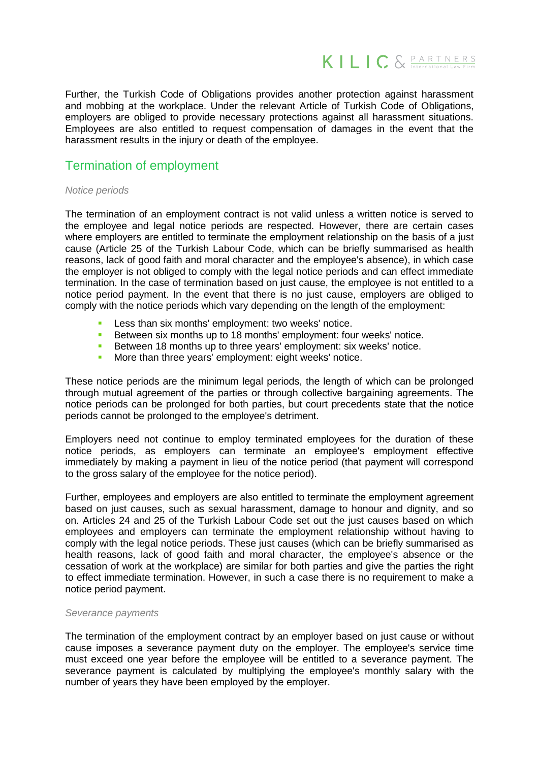Further, the Turkish Code of Obligations provides another protection against harassment and mobbing at the workplace. Under the relevant Article of Turkish Code of Obligations, employers are obliged to provide necessary protections against all harassment situations. Employees are also entitled to request compensation of damages in the event that the harassment results in the injury or death of the employee.

## Termination of employment

*Notice periods*

The termination of an employment contract is not valid unless a written notice is served to the employee and legal notice periods are respected. However, there are certain cases where employers are entitled to terminate the employment relationship on the basis of a just cause (Article 25 of the Turkish Labour Code, which can be briefly summarised as health reasons, lack of good faith and moral character and the employee's absence), in which case the employer is not obliged to comply with the legal notice periods and can effect immediate termination. In the case of termination based on just cause, the employee is not entitled to a notice period payment. In the event that there is no just cause, employers are obliged to comply with the notice periods which vary depending on the length of the employment:

- Less than six months' employment: two weeks' notice.
- Between six months up to 18 months' employment: four weeks' notice.
- Between 18 months up to three years' employment: six weeks' notice.
- More than three years' employment: eight weeks' notice.

These notice periods are the minimum legal periods, the length of which can be prolonged through mutual agreement of the parties or through collective bargaining agreements. The notice periods can be prolonged for both parties, but court precedents state that the notice periods cannot be prolonged to the employee's detriment.

Employers need not continue to employ terminated employees for the duration of these notice periods, as employers can terminate an employee's employment effective immediately by making a payment in lieu of the notice period (that payment will correspond to the gross salary of the employee for the notice period).

Further, employees and employers are also entitled to terminate the employment agreement based on just causes, such as sexual harassment, damage to honour and dignity, and so on. Articles 24 and 25 of the Turkish Labour Code set out the just causes based on which employees and employers can terminate the employment relationship without having to comply with the legal notice periods. These just causes (which can be briefly summarised as health reasons, lack of good faith and moral character, the employee's absence or the cessation of work at the workplace) are similar for both parties and give the parties the right to effect immediate termination. However, in such a case there is no requirement to make a notice period payment.

*Severance payments*

The termination of the employment contract by an employer based on just cause or without cause imposes a severance payment duty on the employer. The employee's service time must exceed one year before the employee will be entitled to a severance payment. The severance payment is calculated by multiplying the employee's monthly salary with the number of years they have been employed by the employer.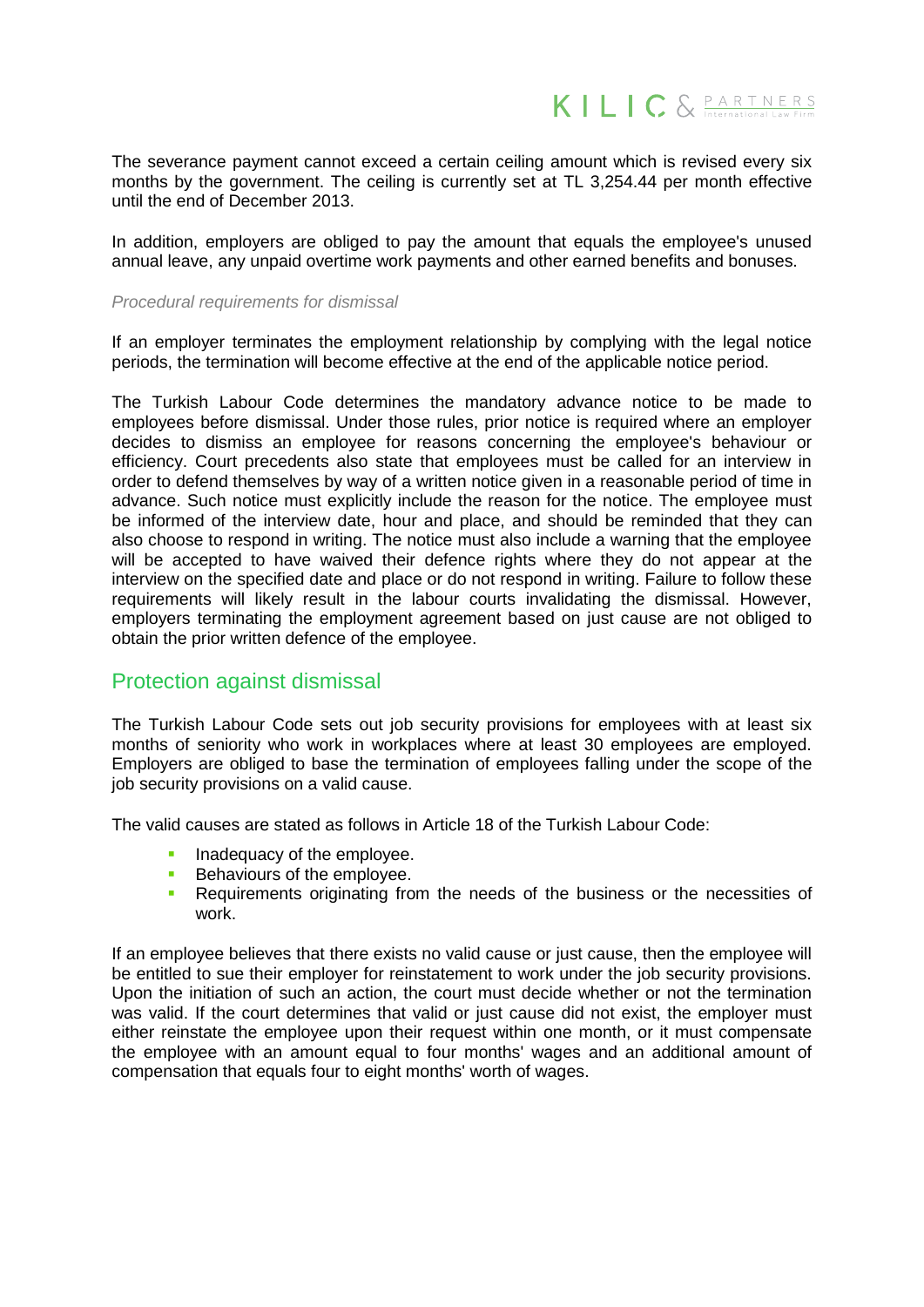The severance payment cannot exceed a certain ceiling amount which is revised every six months by the government. The ceiling is currently set at TL 3,254.44 per month effective until the end of December 2013.

In addition, employers are obliged to pay the amount that equals the employee's unused annual leave, any unpaid overtime work payments and other earned benefits and bonuses.

*Procedural requirements for dismissal*

If an employer terminates the employment relationship by complying with the legal notice periods, the termination will become effective at the end of the applicable notice period.

The Turkish Labour Code determines the mandatory advance notice to be made to employees before dismissal. Under those rules, prior notice is required where an employer decides to dismiss an employee for reasons concerning the employee's behaviour or efficiency. Court precedents also state that employees must be called for an interview in order to defend themselves by way of a written notice given in a reasonable period of time in advance. Such notice must explicitly include the reason for the notice. The employee must be informed of the interview date, hour and place, and should be reminded that they can also choose to respond in writing. The notice must also include a warning that the employee will be accepted to have waived their defence rights where they do not appear at the interview on the specified date and place or do not respond in writing. Failure to follow these requirements will likely result in the labour courts invalidating the dismissal. However, employers terminating the employment agreement based on just cause are not obliged to obtain the prior written defence of the employee.

## Protection against dismissal

The Turkish Labour Code sets out job security provisions for employees with at least six months of seniority who work in workplaces where at least 30 employees are employed. Employers are obliged to base the termination of employees falling under the scope of the job security provisions on a valid cause.

The valid causes are stated as follows in Article 18 of the Turkish Labour Code:

- Inadequacy of the employee.
- Behaviours of the employee.
- Requirements originating from the needs of the business or the necessities of work.

If an employee believes that there exists no valid cause or just cause, then the employee will be entitled to sue their employer for reinstatement to work under the job security provisions. Upon the initiation of such an action, the court must decide whether or not the termination was valid. If the court determines that valid or just cause did not exist, the employer must either reinstate the employee upon their request within one month, or it must compensate the employee with an amount equal to four months' wages and an additional amount of compensation that equals four to eight months' worth of wages.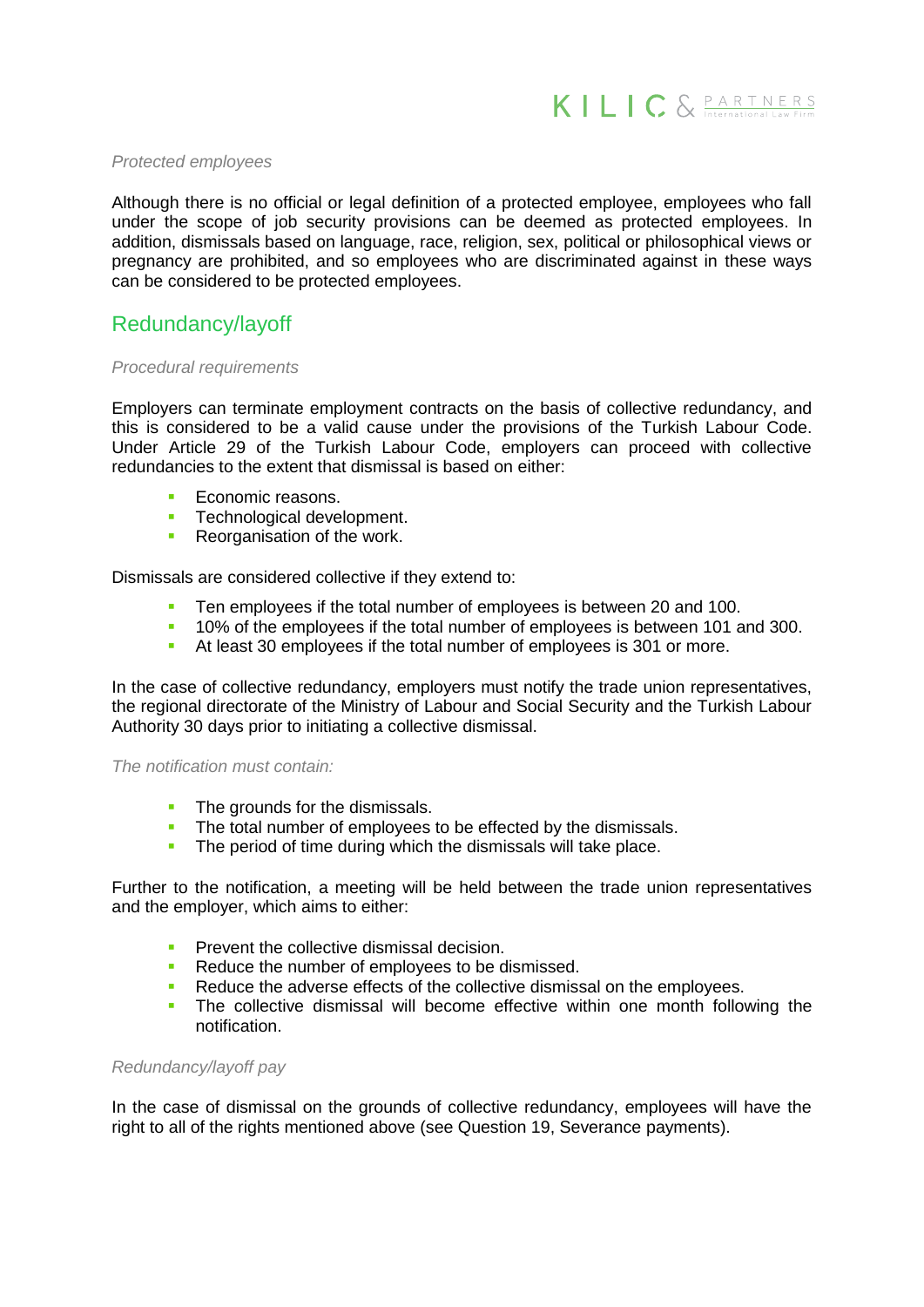*Protected employees*

Although there is no official or legal definition of a protected employee, employees who fall under the scope of job security provisions can be deemed as protected employees. In addition, dismissals based on language, race, religion, sex, political or philosophical views or pregnancy are prohibited, and so employees who are discriminated against in these ways can be considered to be protected employees.

## Redundancy/layoff

*Procedural requirements*

Employers can terminate employment contracts on the basis of collective redundancy, and this is considered to be a valid cause under the provisions of the Turkish Labour Code. Under Article 29 of the Turkish Labour Code, employers can proceed with collective redundancies to the extent that dismissal is based on either:

- Economic reasons.
- Technological development.
- Reorganisation of the work.

Dismissals are considered collective if they extend to:

- Ten employees if the total number of employees is between 20 and 100.
- 10% of the employees if the total number of employees is between 101 and 300.
- At least 30 employees if the total number of employees is 301 or more.

In the case of collective redundancy, employers must notify the trade union representatives, the regional directorate of the Ministry of Labour and Social Security and the Turkish Labour Authority 30 days prior to initiating a collective dismissal.

*The notification must contain:*

- The grounds for the dismissals.
- The total number of employees to be effected by the dismissals.
- The period of time during which the dismissals will take place.

Further to the notification, a meeting will be held between the trade union representatives and the employer, which aims to either:

- Prevent the collective dismissal decision.
- Reduce the number of employees to be dismissed.
- Reduce the adverse effects of the collective dismissal on the employees.
- The collective dismissal will become effective within one month following the notification.

*Redundancy/layoff pay*

In the case of dismissal on the grounds of collective redundancy, employees will have the right to all of the rights mentioned above (see Question 19, Severance payments).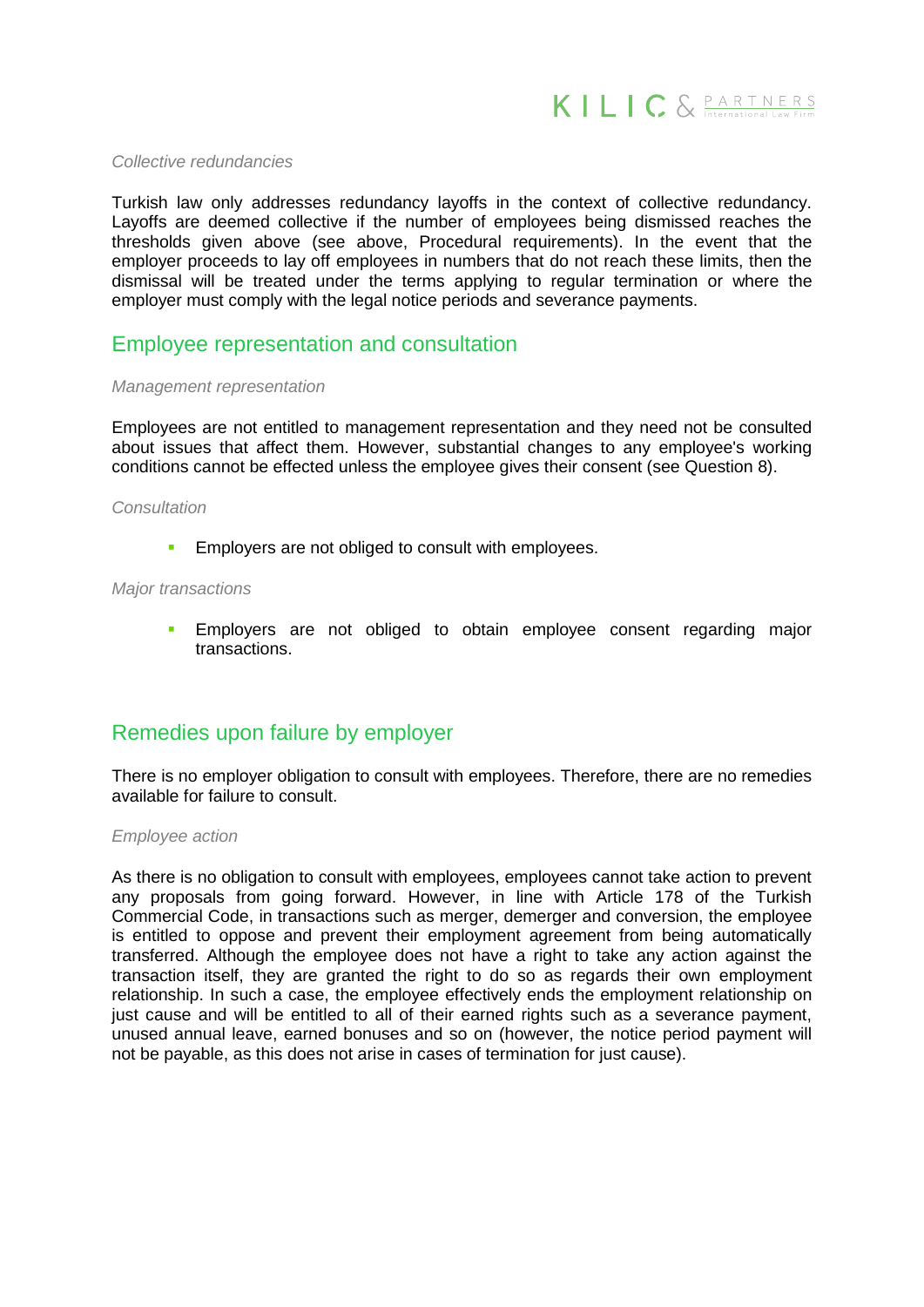*Collective redundancies*

Turkish law only addresses redundancy layoffs in the context of collective redundancy. Layoffs are deemed collective if the number of employees being dismissed reaches the thresholds given above (see above, Procedural requirements). In the event that the employer proceeds to lay off employees in numbers that do not reach these limits, then the dismissal will be treated under the terms applying to regular termination or where the employer must comply with the legal notice periods and severance payments.

## Employee representation and consultation

*Management representation*

Employees are not entitled to management representation and they need not be consulted about issues that affect them. However, substantial changes to any employee's working conditions cannot be effected unless the employee gives their consent (see Question 8).

*Consultation*

- Employers are not obliged to consult with employees.

*Major transactions*

- Employers are not obliged to obtain employee consent regarding major transactions.

## Remedies upon failure by employer

There is no employer obligation to consult with employees. Therefore, there are no remedies available for failure to consult.

*Employee action*

As there is no obligation to consult with employees, employees cannot take action to prevent any proposals from going forward. However, in line with Article 178 of the Turkish Commercial Code, in transactions such as merger, demerger and conversion, the employee is entitled to oppose and prevent their employment agreement from being automatically transferred. Although the employee does not have a right to take any action against the transaction itself, they are granted the right to do so as regards their own employment relationship. In such a case, the employee effectively ends the employment relationship on just cause and will be entitled to all of their earned rights such as a severance payment, unused annual leave, earned bonuses and so on (however, the notice period payment will not be payable, as this does not arise in cases of termination for just cause).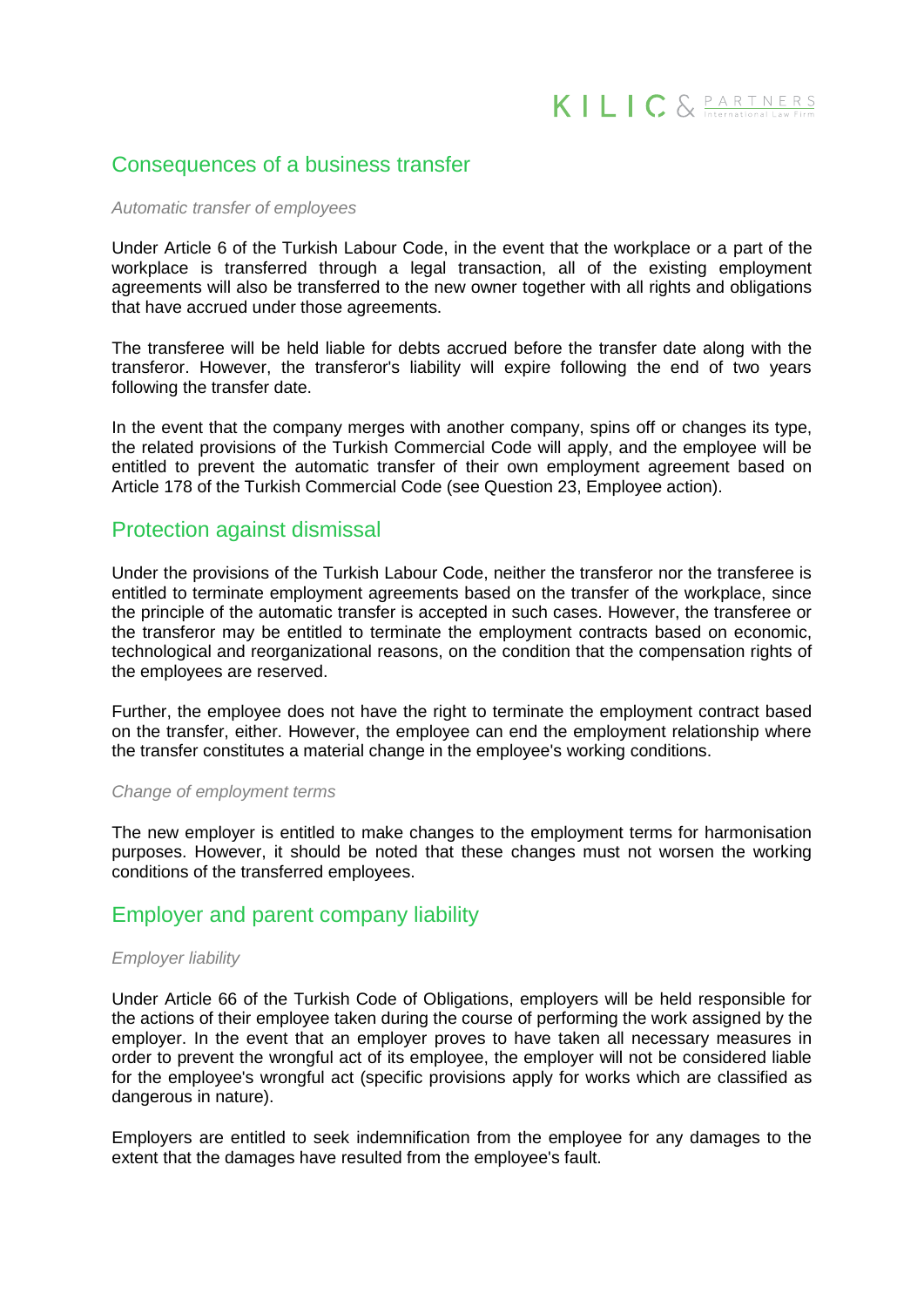## Consequences of a business transfer

*Automatic transfer of employees*

Under Article 6 of the Turkish Labour Code, in the event that the workplace or a part of the workplace is transferred through a legal transaction, all of the existing employment agreements will also be transferred to the new owner together with all rights and obligations that have accrued under those agreements.

The transferee will be held liable for debts accrued before the transfer date along with the transferor. However, the transferor's liability will expire following the end of two years following the transfer date.

In the event that the company merges with another company, spins off or changes its type, the related provisions of the Turkish Commercial Code will apply, and the employee will be entitled to prevent the automatic transfer of their own employment agreement based on Article 178 of the Turkish Commercial Code (see Question 23, Employee action).

## Protection against dismissal

Under the provisions of the Turkish Labour Code, neither the transferor nor the transferee is entitled to terminate employment agreements based on the transfer of the workplace, since the principle of the automatic transfer is accepted in such cases. However, the transferee or the transferor may be entitled to terminate the employment contracts based on economic, technological and reorganizational reasons, on the condition that the compensation rights of the employees are reserved.

Further, the employee does not have the right to terminate the employment contract based on the transfer, either. However, the employee can end the employment relationship where the transfer constitutes a material change in the employee's working conditions.

*Change of employment terms*

The new employer is entitled to make changes to the employment terms for harmonisation purposes. However, it should be noted that these changes must not worsen the working conditions of the transferred employees.

## Employer and parent company liability

*Employer liability*

Under Article 66 of the Turkish Code of Obligations, employers will be held responsible for the actions of their employee taken during the course of performing the work assigned by the employer. In the event that an employer proves to have taken all necessary measures in order to prevent the wrongful act of its employee, the employer will not be considered liable for the employee's wrongful act (specific provisions apply for works which are classified as dangerous in nature).

Employers are entitled to seek indemnification from the employee for any damages to the extent that the damages have resulted from the employee's fault.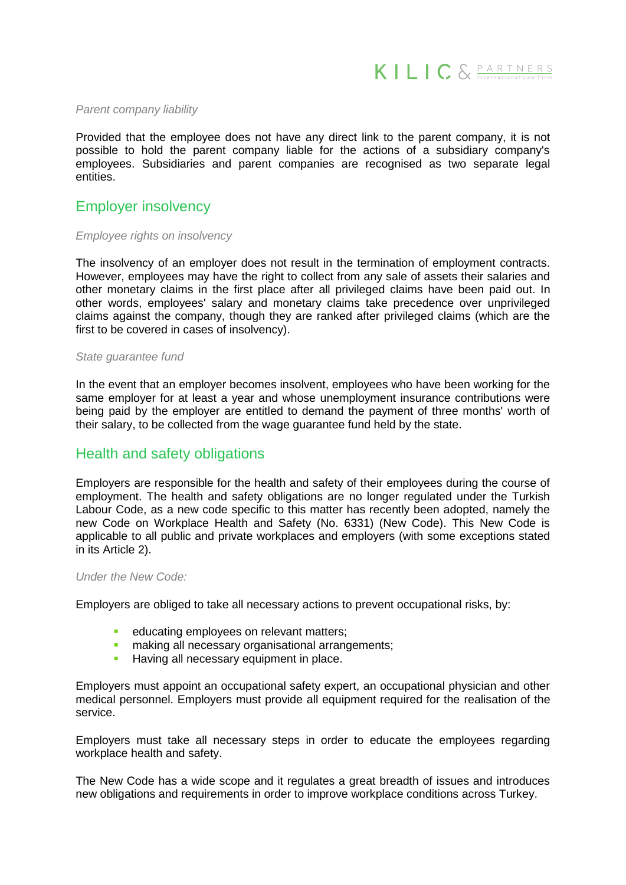*Parent company liability*

Provided that the employee does not have any direct link to the parent company, it is not possible to hold the parent company liable for the actions of a subsidiary company's employees. Subsidiaries and parent companies are recognised as two separate legal entities.

## Employer insolvency

*Employee rights on insolvency*

The insolvency of an employer does not result in the termination of employment contracts. However, employees may have the right to collect from any sale of assets their salaries and other monetary claims in the first place after all privileged claims have been paid out. In other words, employees' salary and monetary claims take precedence over unprivileged claims against the company, though they are ranked after privileged claims (which are the first to be covered in cases of insolvency).

*State guarantee fund*

In the event that an employer becomes insolvent, employees who have been working for the same employer for at least a year and whose unemployment insurance contributions were being paid by the employer are entitled to demand the payment of three months' worth of their salary, to be collected from the wage guarantee fund held by the state.

## Health and safety obligations

Employers are responsible for the health and safety of their employees during the course of employment. The health and safety obligations are no longer regulated under the Turkish Labour Code, as a new code specific to this matter has recently been adopted, namely the new Code on Workplace Health and Safety (No. 6331) (New Code). This New Code is applicable to all public and private workplaces and employers (with some exceptions stated in its Article 2).

*Under the New Code:*

Employers are obliged to take all necessary actions to prevent occupational risks, by:

- educating employees on relevant matters;
- making all necessary organisational arrangements;
- Having all necessary equipment in place.

Employers must appoint an occupational safety expert, an occupational physician and other medical personnel. Employers must provide all equipment required for the realisation of the service.

Employers must take all necessary steps in order to educate the employees regarding workplace health and safety.

The New Code has a wide scope and it regulates a great breadth of issues and introduces new obligations and requirements in order to improve workplace conditions across Turkey.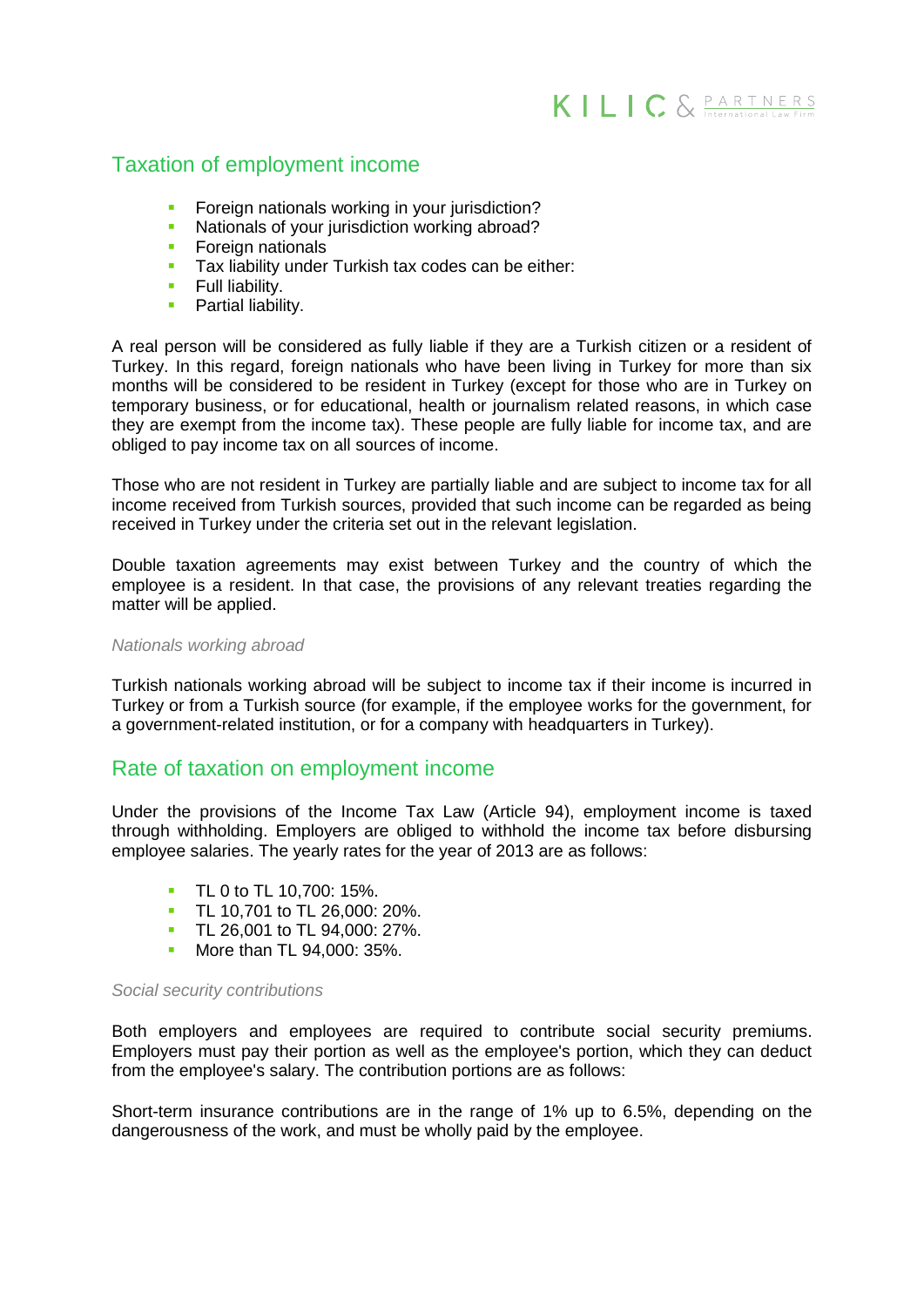## Taxation of employment income

- Foreign nationals working in your jurisdiction?
- Nationals of your jurisdiction working abroad?
- Foreign nationals
- Tax liability under Turkish tax codes can be either:
- Full liability.
- Partial liability.

A real person will be considered as fully liable if they are a Turkish citizen or a resident of Turkey. In this regard, foreign nationals who have been living in Turkey for more than six months will be considered to be resident in Turkey (except for those who are in Turkey on temporary business, or for educational, health or journalism related reasons, in which case they are exempt from the income tax). These people are fully liable for income tax, and are obliged to pay income tax on all sources of income.

Those who are not resident in Turkey are partially liable and are subject to income tax for all income received from Turkish sources, provided that such income can be regarded as being received in Turkey under the criteria set out in the relevant legislation.

Double taxation agreements may exist between Turkey and the country of which the employee is a resident. In that case, the provisions of any relevant treaties regarding the matter will be applied.

*Nationals working abroad*

Turkish nationals working abroad will be subject to income tax if their income is incurred in Turkey or from a Turkish source (for example, if the employee works for the government, for a government-related institution, or for a company with headquarters in Turkey).

## Rate of taxation on employment income

Under the provisions of the Income Tax Law (Article 94), employment income is taxed through withholding. Employers are obliged to withhold the income tax before disbursing employee salaries. The yearly rates for the year of 2013 are as follows:

- TL 0 to TL 10,700: 15%.
- TL 10,701 to TL 26,000: 20%.
- TL 26,001 to TL 94,000: 27%.
- More than TL 94,000: 35%.

*Social security contributions*

Both employers and employees are required to contribute social security premiums. Employers must pay their portion as well as the employee's portion, which they can deduct from the employee's salary. The contribution portions are as follows:

Short-term insurance contributions are in the range of 1% up to 6.5%, depending on the dangerousness of the work, and must be wholly paid by the employee.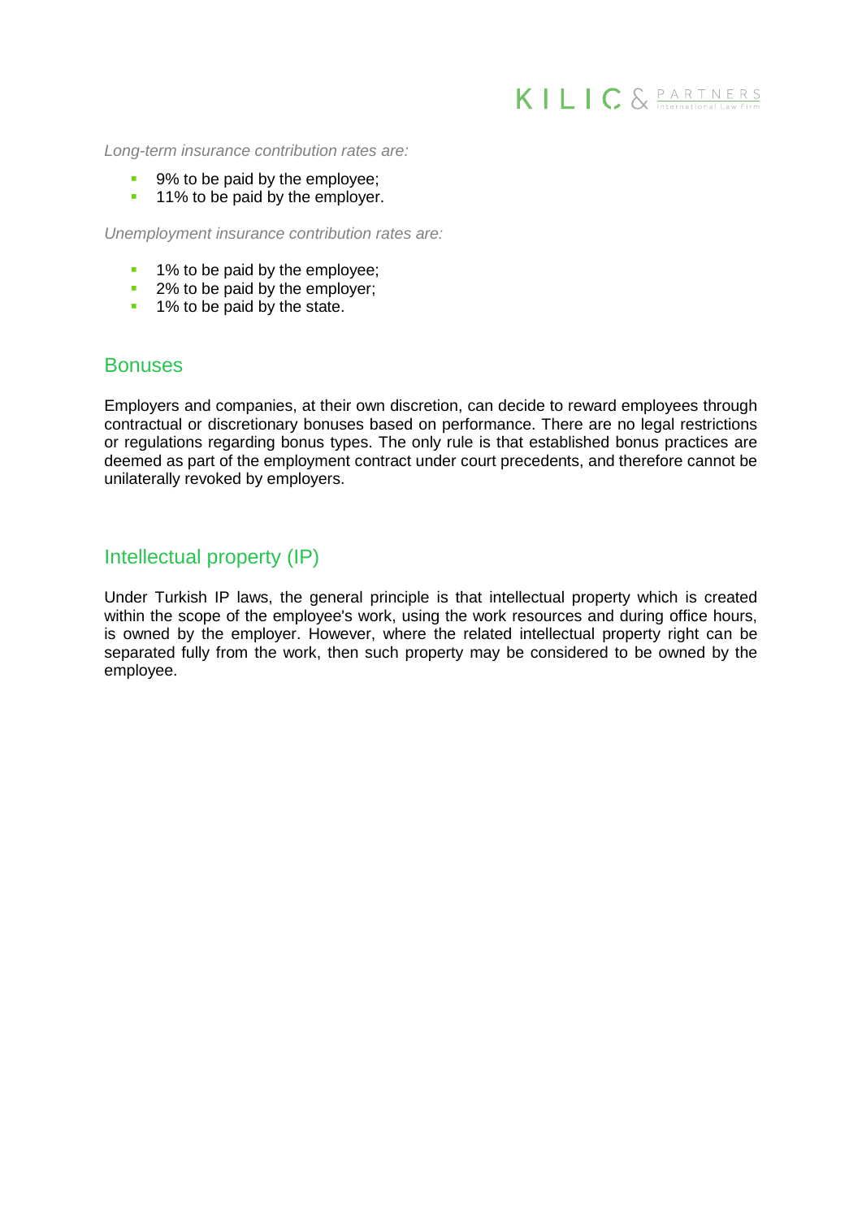*Long-term insurance contribution rates are:*

- 9% to be paid by the employee;
- 11% to be paid by the employer.

*Unemployment insurance contribution rates are:*

- 1% to be paid by the employee;
- 2% to be paid by the employer;
- 1% to be paid by the state.

## Bonuses

Employers and companies, at their own discretion, can decide to reward employees through contractual or discretionary bonuses based on performance. There are no legal restrictions or regulations regarding bonus types. The only rule is that established bonus practices are deemed as part of the employment contract under court precedents, and therefore cannot be unilaterally revoked by employers.

## Intellectual property (IP)

Under Turkish IP laws, the general principle is that intellectual property which is created within the scope of the employee's work, using the work resources and during office hours, is owned by the employer. However, where the related intellectual property right can be separated fully from the work, then such property may be considered to be owned by the employee.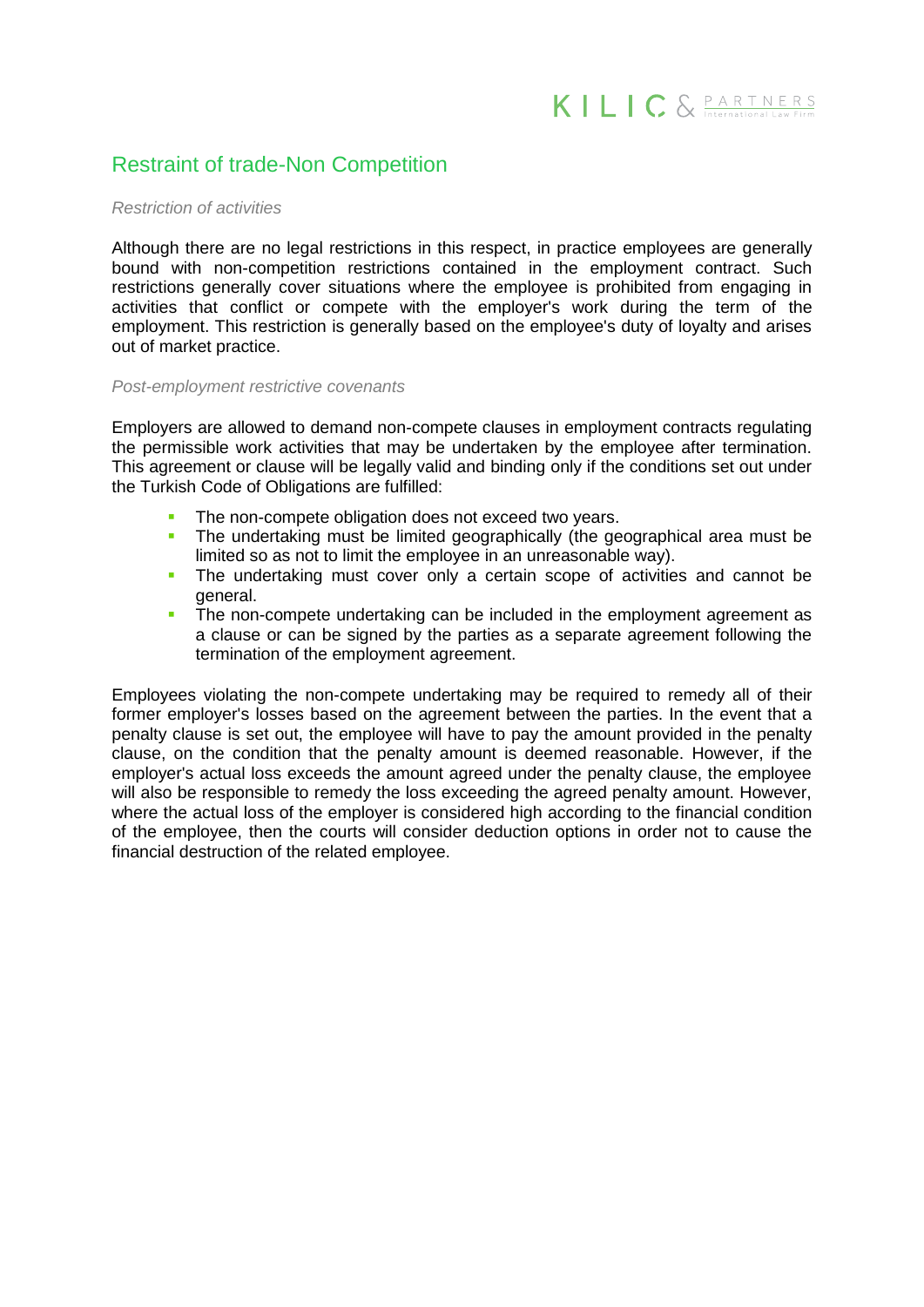## Restraint of trade-Non Competition

*Restriction of activities*

Although there are no legal restrictions in this respect, in practice employees are generally bound with non-competition restrictions contained in the employment contract. Such restrictions generally cover situations where the employee is prohibited from engaging in activities that conflict or compete with the employer's work during the term of the employment. This restriction is generally based on the employee's duty of loyalty and arises out of market practice.

*Post-employment restrictive covenants*

Employers are allowed to demand non-compete clauses in employment contracts regulating the permissible work activities that may be undertaken by the employee after termination. This agreement or clause will be legally valid and binding only if the conditions set out under the Turkish Code of Obligations are fulfilled:

- The non-compete obligation does not exceed two years.
- The undertaking must be limited geographically (the geographical area must be limited so as not to limit the employee in an unreasonable way).
- The undertaking must cover only a certain scope of activities and cannot be general.
- The non-compete undertaking can be included in the employment agreement as a clause or can be signed by the parties as a separate agreement following the termination of the employment agreement.

Employees violating the non-compete undertaking may be required to remedy all of their former employer's losses based on the agreement between the parties. In the event that a penalty clause is set out, the employee will have to pay the amount provided in the penalty clause, on the condition that the penalty amount is deemed reasonable. However, if the employer's actual loss exceeds the amount agreed under the penalty clause, the employee will also be responsible to remedy the loss exceeding the agreed penalty amount. However, where the actual loss of the employer is considered high according to the financial condition of the employee, then the courts will consider deduction options in order not to cause the financial destruction of the related employee.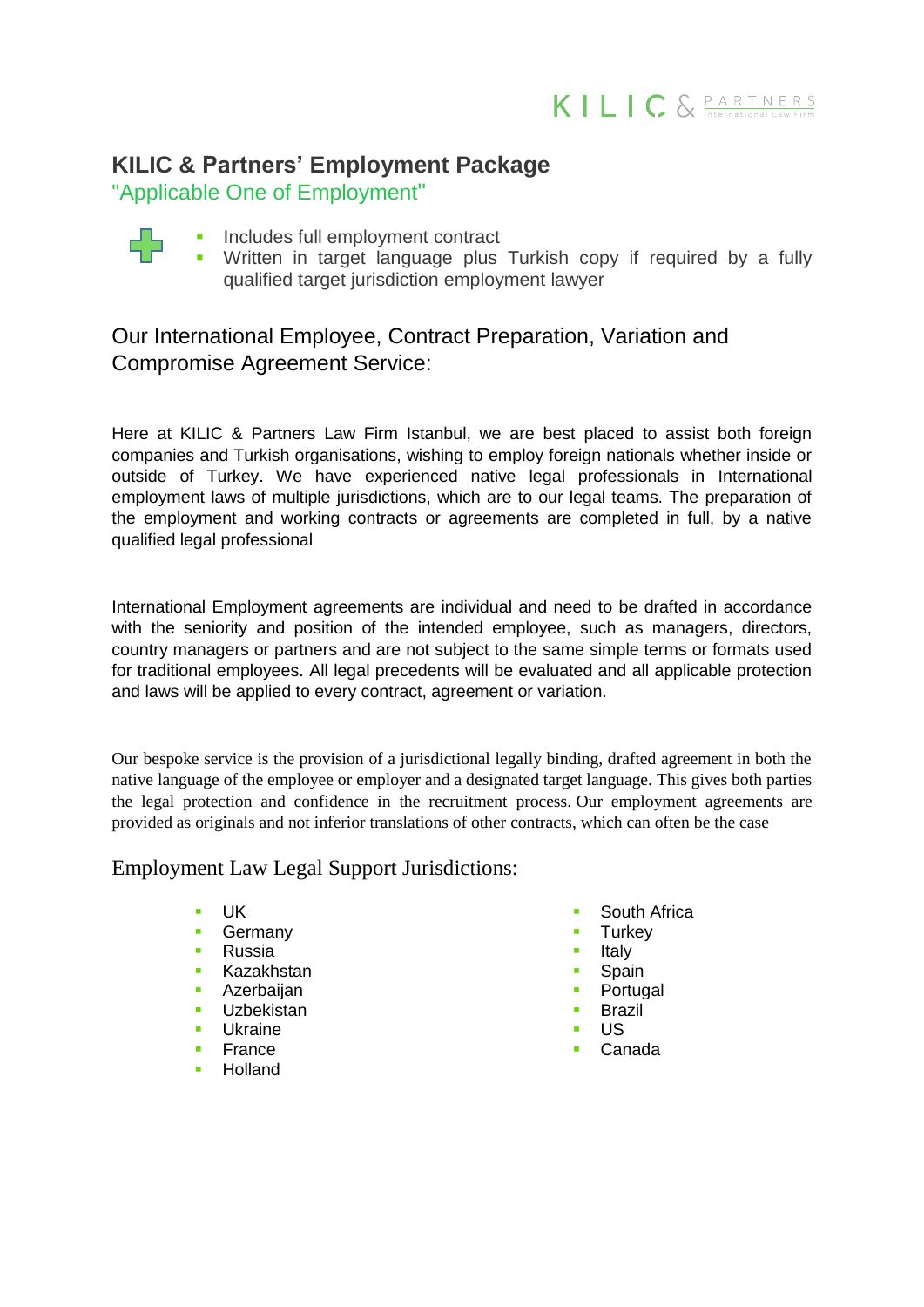## KILIC & Partners' Employment Package

"Applicable One of Employment"

- Includes full employment contract
- Written in target language plus Turkish copy if required by a fully qualified target jurisdiction employment lawyer

### Our International Employee, Contract Preparation, Variation and Compromise Agreement Service:

Here at KILIC & Partners Law Firm Istanbul, we are best placed to assist both foreign companies and Turkish organisations, wishing to employ foreign nationals whether inside or outside of Turkey. We have experienced native legal professionals in International employment laws of multiple jurisdictions, which are to our legal teams. The preparation of the employment and working contracts or agreements are completed in full, by a native qualified legal professional

International Employment agreements are individual and need to be drafted in accordance with the seniority and position of the intended employee, such as managers, directors, country managers or partners and are not subject to the same simple terms or formats used for traditional employees. All legal precedents will be evaluated and all applicable protection and laws will be applied to every contract, agreement or variation.

Our bespoke service is the provision of a jurisdictional legally binding, drafted agreement in both the native language of the employee or employer and a designated target language. This gives both parties the legal protection and confidence in the recruitment process. Our employment agreements are provided as originals and not inferior translations of other contracts, which can often be the case

### Employment Law Legal Support Jurisdictions:

- UK
- Germany
- Russia
- Kazakhstan
- Azerbaijan
- Uzbekistan
- Ukraine
- France
- Holland
- South Africa
- Turkey
- Italy
- Spain
- Portugal
- Brazil
- US
- Canada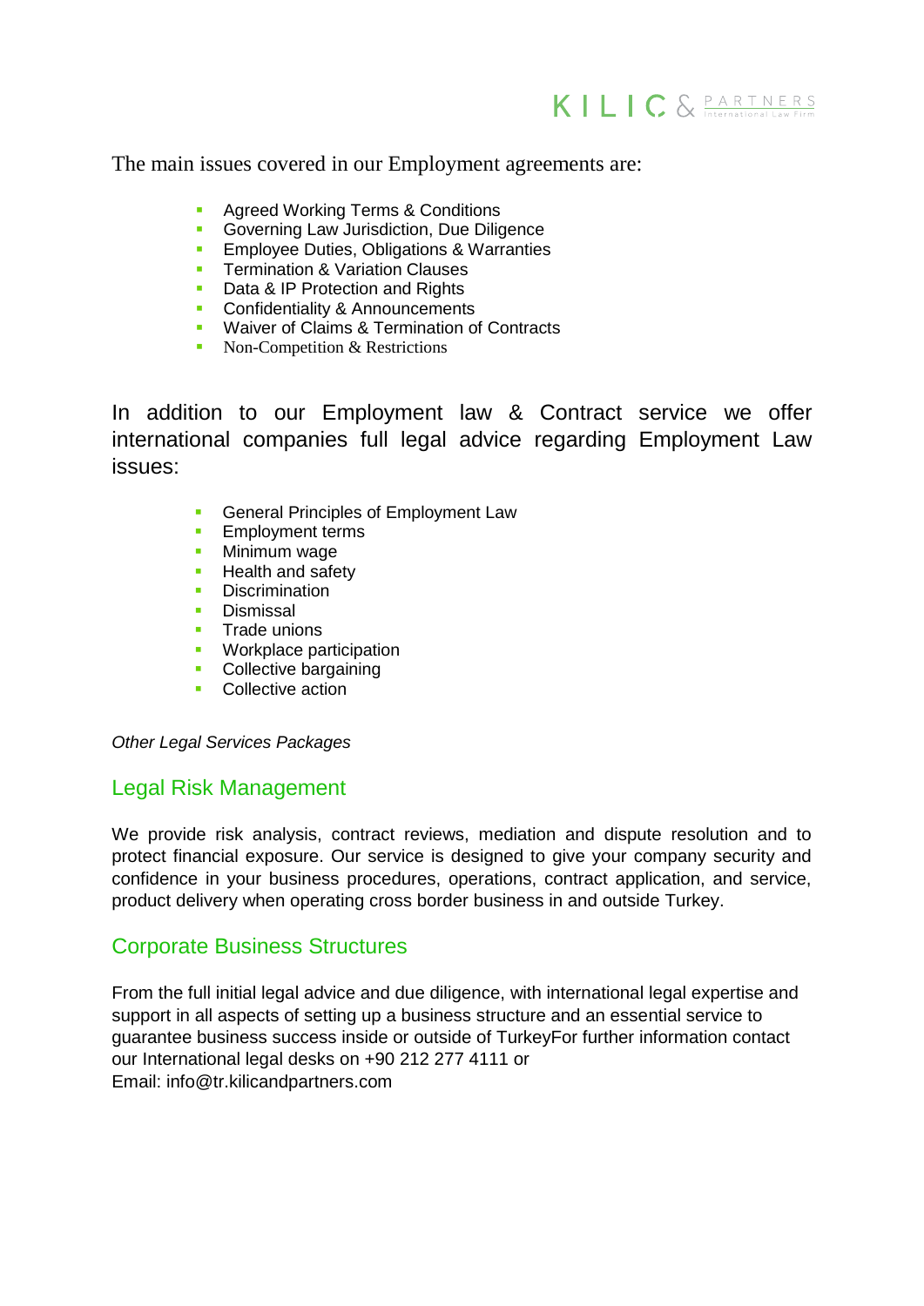The main issues covered in our Employment agreements are:

- Agreed Working Terms & Conditions
- Governing Law Jurisdiction, Due Diligence
- Employee Duties, Obligations & Warranties
- Termination & Variation Clauses
- Data & IP Protection and Rights
- Confidentiality & Announcements
- Waiver of Claims & Termination of Contracts
- Non-Competition & Restrictions

In addition to our Employment law & Contract service we offer international companies full legal advice regarding Employment Law issues:

- General Principles of Employment Law
- Employment terms
- Minimum wage
- Health and safety
- Discrimination
- Dismissal
- Trade unions
- Workplace participation
- Collective bargaining
- Collective action

*Other Legal Services Packages*

## Legal Risk Management

We provide risk analysis, contract reviews, mediation and dispute resolution and to protect financial exposure. Our service is designed to give your company security and confidence in your business procedures, operations, contract application, and service, product delivery when operating cross border business in and outside Turkey.

## Corporate Business Structures

From the full initial legal advice and due diligence, with international legal expertise and support in all aspects of setting up a business structure and an essential service to guarantee business success inside or outside of TurkeyFor further information contact our International legal desks on +90 212 277 4111 or
Email: info@tr.kilicandpartners.com